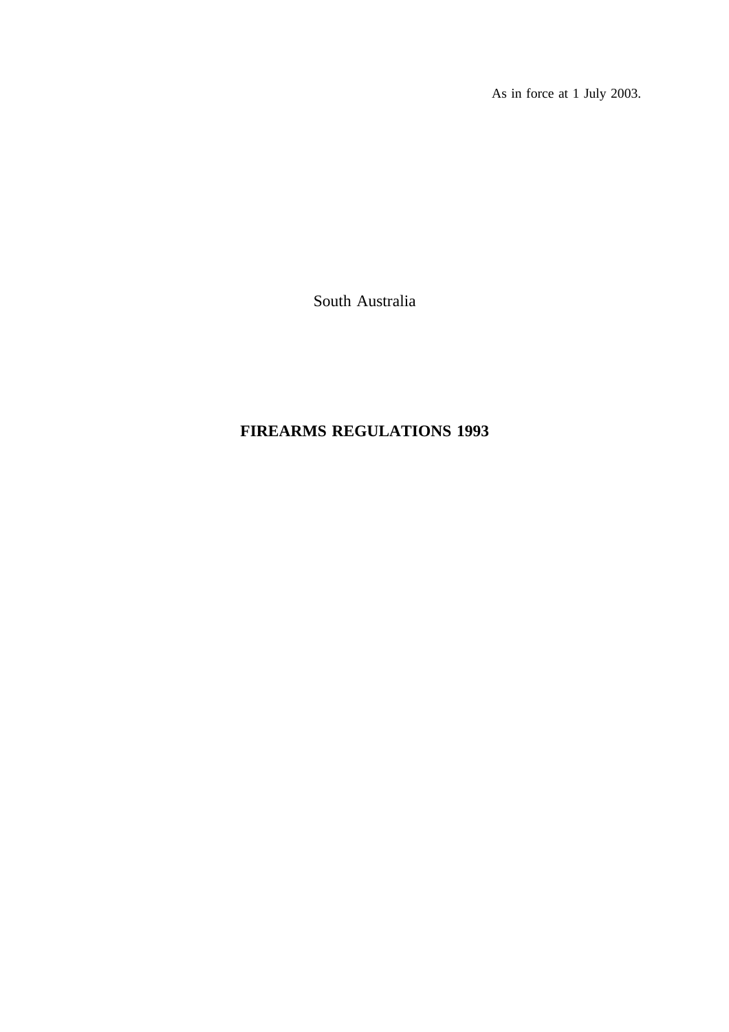As in force at 1 July 2003.

South Australia

# FIREARMS REGULATIONS 1993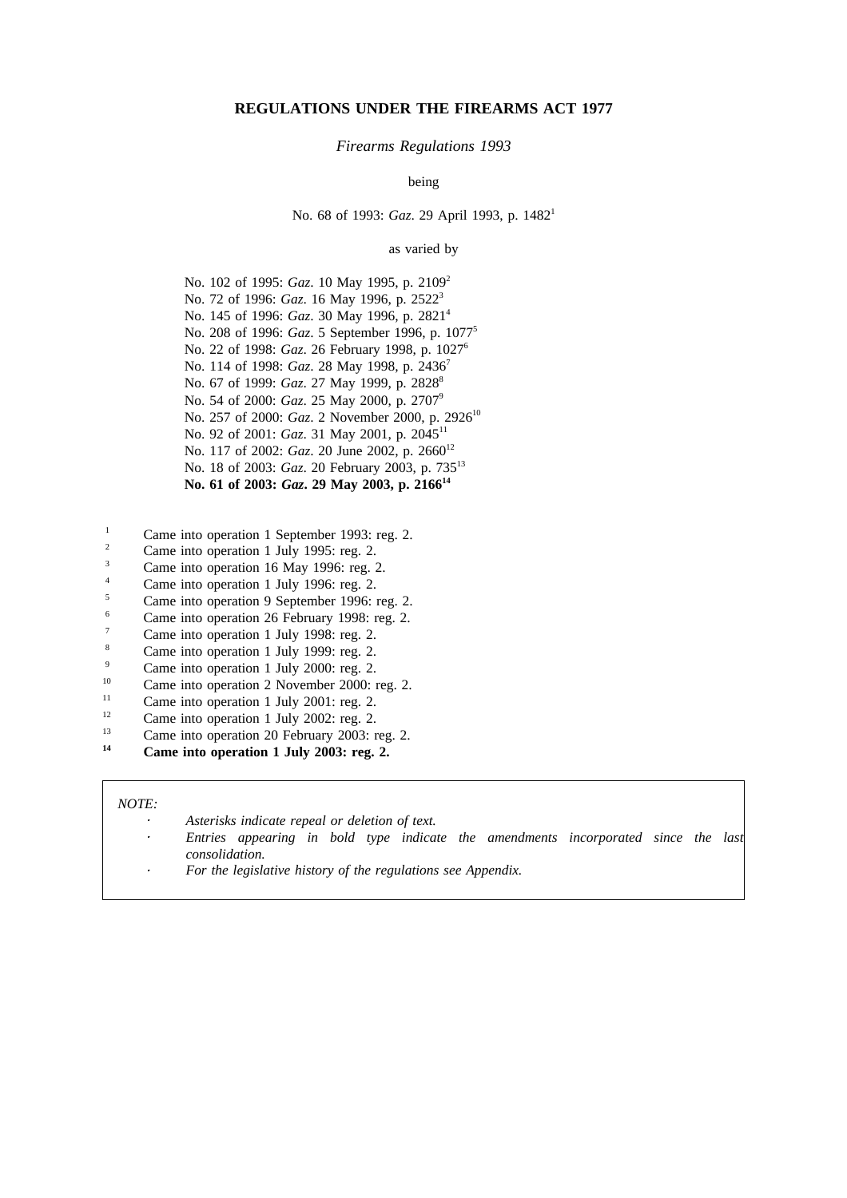# REGULATIONS UNDER THE FIREARMS ACT 1977

*Firearms Regulations 1993*

being

No. 68 of 1993: *Gaz*. 29 April 1993, p. 1482[1]

as varied by

No. 102 of 1995: *Gaz*. 10 May 1995, p. 2109[2]
No. 72 of 1996: *Gaz*. 16 May 1996, p. 2522[3]
No. 145 of 1996: *Gaz*. 30 May 1996, p. 2821[4]
No. 208 of 1996: *Gaz*. 5 September 1996, p. 1077[5]
No. 22 of 1998: *Gaz*. 26 February 1998, p. 1027[6]
No. 114 of 1998: *Gaz*. 28 May 1998, p. 2436[7]
No. 67 of 1999: *Gaz*. 27 May 1999, p. 2828[8]
No. 54 of 2000: *Gaz*. 25 May 2000, p. 2707[9]
No. 257 of 2000: *Gaz*. 2 November 2000, p. 2926[10]
No. 92 of 2001: *Gaz*. 31 May 2001, p. 2045[11]
No. 117 of 2002: *Gaz*. 20 June 2002, p. 2660[12]
No. 18 of 2003: *Gaz*. 20 February 2003, p. 735[13]
**No. 61 of 2003: *Gaz*. 29 May 2003, p. 2166[14]**

[1] Came into operation 1 September 1993: reg. 2.
[2] Came into operation 1 July 1995: reg. 2.
[3] Came into operation 16 May 1996: reg. 2.
[4] Came into operation 1 July 1996: reg. 2.
[5] Came into operation 9 September 1996: reg. 2.
[6] Came into operation 26 February 1998: reg. 2.
[7] Came into operation 1 July 1998: reg. 2.
[8] Came into operation 1 July 1999: reg. 2.
[9] Came into operation 1 July 2000: reg. 2.
[10] Came into operation 2 November 2000: reg. 2.
[11] Came into operation 1 July 2001: reg. 2.
[12] Came into operation 1 July 2002: reg. 2.
[13] Came into operation 20 February 2003: reg. 2.
**[14] Came into operation 1 July 2003: reg. 2.**

*NOTE:*

- *Asterisks indicate repeal or deletion of text.*
- *Entries appearing in bold type indicate the amendments incorporated since the last consolidation.*
- *For the legislative history of the regulations see Appendix.*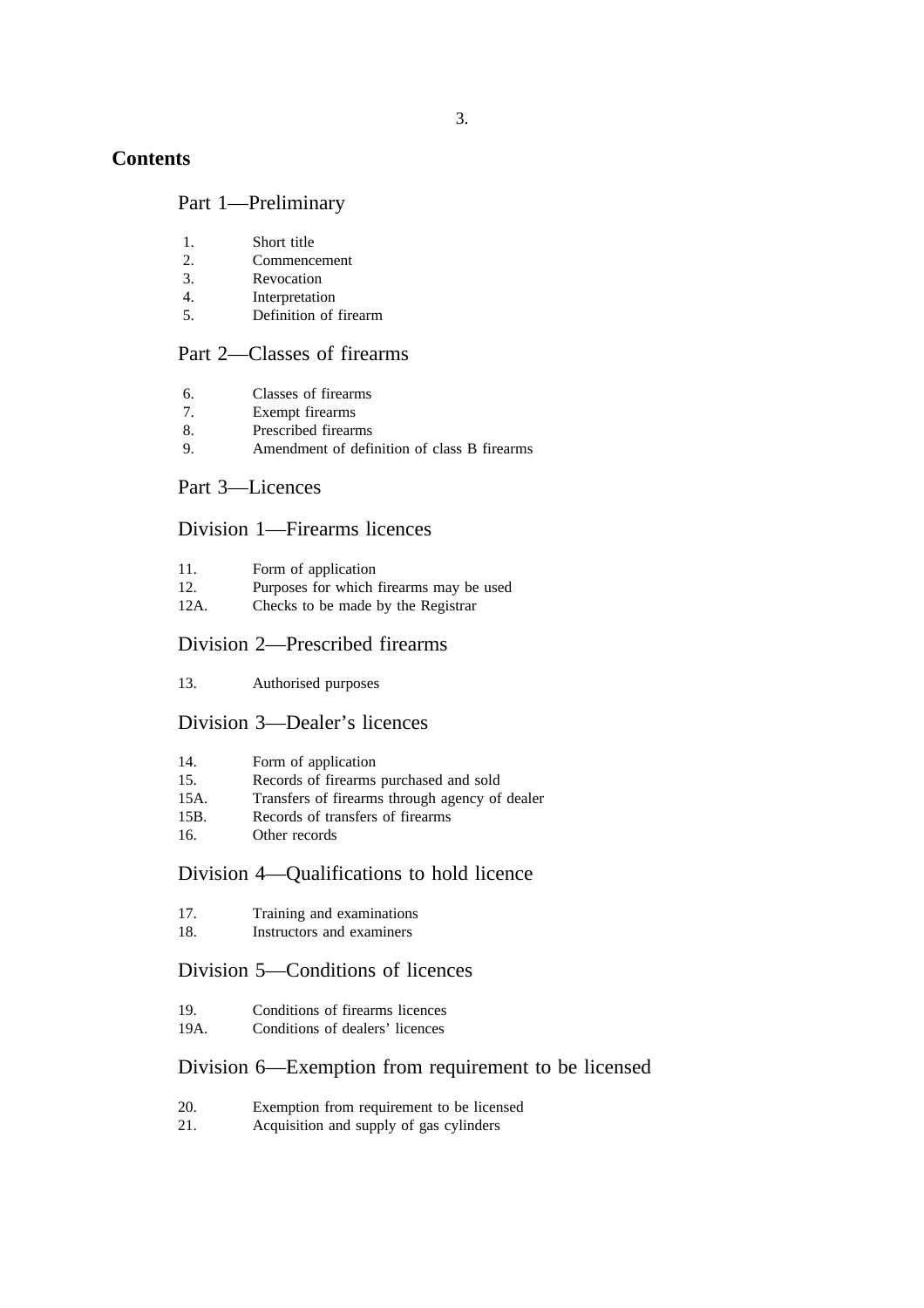# Contents

## Part 1—Preliminary

1. Short title
2. Commencement
3. Revocation
4. Interpretation
5. Definition of firearm

## Part 2—Classes of firearms

6. Classes of firearms
7. Exempt firearms
8. Prescribed firearms
9. Amendment of definition of class B firearms

## Part 3—Licences

### Division 1—Firearms licences

11. Form of application
12. Purposes for which firearms may be used
12A. Checks to be made by the Registrar

### Division 2—Prescribed firearms

13. Authorised purposes

### Division 3—Dealer's licences

14. Form of application
15. Records of firearms purchased and sold
15A. Transfers of firearms through agency of dealer
15B. Records of transfers of firearms
16. Other records

### Division 4—Qualifications to hold licence

17. Training and examinations
18. Instructors and examiners

### Division 5—Conditions of licences

19. Conditions of firearms licences
19A. Conditions of dealers' licences

### Division 6—Exemption from requirement to be licensed

20. Exemption from requirement to be licensed
21. Acquisition and supply of gas cylinders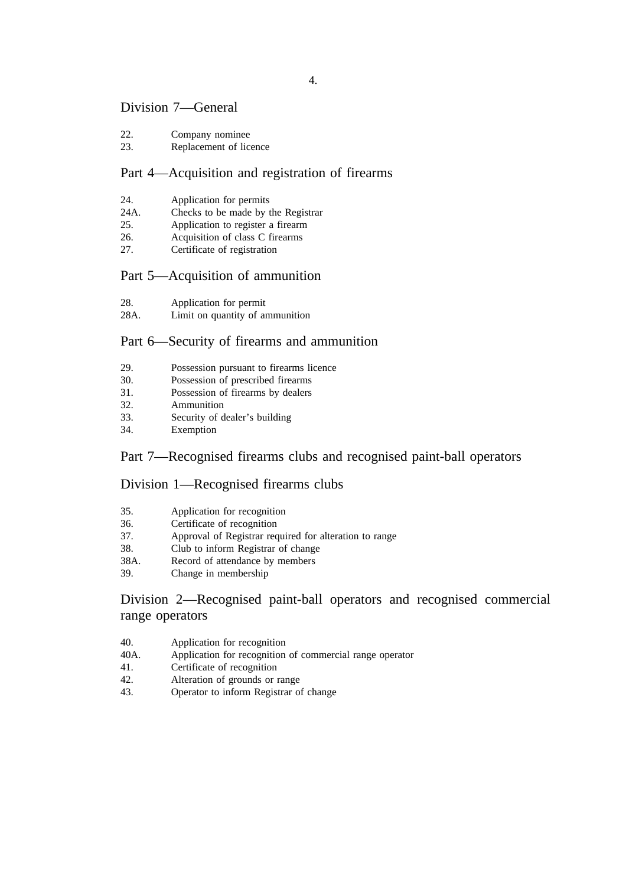## Division 7—General

| | |
|---|---|
| 22. | Company nominee |
| 23. | Replacement of licence |

## Part 4—Acquisition and registration of firearms

| | |
|---|---|
| 24. | Application for permits |
| 24A. | Checks to be made by the Registrar |
| 25. | Application to register a firearm |
| 26. | Acquisition of class C firearms |
| 27. | Certificate of registration |

## Part 5—Acquisition of ammunition

| | |
|---|---|
| 28. | Application for permit |
| 28A. | Limit on quantity of ammunition |

## Part 6—Security of firearms and ammunition

| | |
|---|---|
| 29. | Possession pursuant to firearms licence |
| 30. | Possession of prescribed firearms |
| 31. | Possession of firearms by dealers |
| 32. | Ammunition |
| 33. | Security of dealer's building |
| 34. | Exemption |

## Part 7—Recognised firearms clubs and recognised paint-ball operators

## Division 1—Recognised firearms clubs

| | |
|---|---|
| 35. | Application for recognition |
| 36. | Certificate of recognition |
| 37. | Approval of Registrar required for alteration to range |
| 38. | Club to inform Registrar of change |
| 38A. | Record of attendance by members |
| 39. | Change in membership |

## Division 2—Recognised paint-ball operators and recognised commercial range operators

| | |
|---|---|
| 40. | Application for recognition |
| 40A. | Application for recognition of commercial range operator |
| 41. | Certificate of recognition |
| 42. | Alteration of grounds or range |
| 43. | Operator to inform Registrar of change |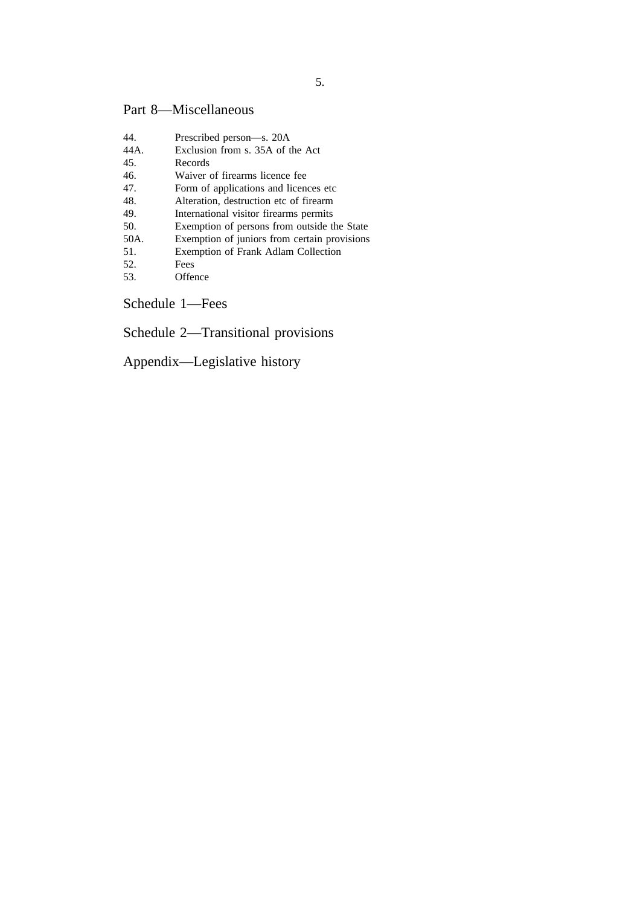## Part 8—Miscellaneous

| | |
|---|---|
| 44. | Prescribed person—s. 20A |
| 44A. | Exclusion from s. 35A of the Act |
| 45. | Records |
| 46. | Waiver of firearms licence fee |
| 47. | Form of applications and licences etc |
| 48. | Alteration, destruction etc of firearm |
| 49. | International visitor firearms permits |
| 50. | Exemption of persons from outside the State |
| 50A. | Exemption of juniors from certain provisions |
| 51. | Exemption of Frank Adlam Collection |
| 52. | Fees |
| 53. | Offence |

## Schedule 1—Fees

## Schedule 2—Transitional provisions

## Appendix—Legislative history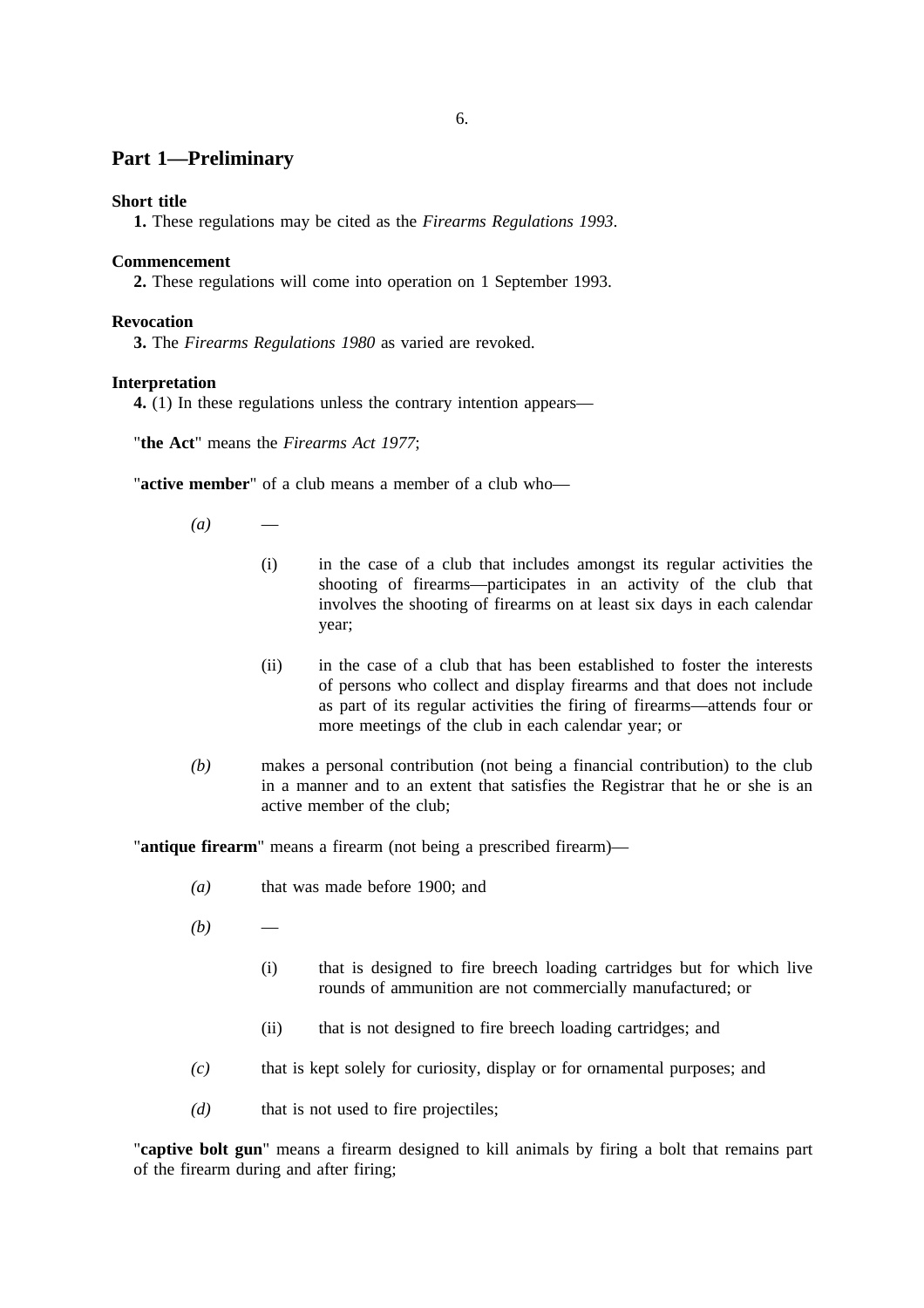## Part 1—Preliminary

**Short title**

**1.** These regulations may be cited as the *Firearms Regulations 1993*.

**Commencement**

**2.** These regulations will come into operation on 1 September 1993.

**Revocation**

**3.** The *Firearms Regulations 1980* as varied are revoked.

**Interpretation**

**4.** (1) In these regulations unless the contrary intention appears—

"**the Act**" means the *Firearms Act 1977*;

"**active member**" of a club means a member of a club who—

*(a)* —

(i) in the case of a club that includes amongst its regular activities the shooting of firearms—participates in an activity of the club that involves the shooting of firearms on at least six days in each calendar year;

(ii) in the case of a club that has been established to foster the interests of persons who collect and display firearms and that does not include as part of its regular activities the firing of firearms—attends four or more meetings of the club in each calendar year; or

*(b)* makes a personal contribution (not being a financial contribution) to the club in a manner and to an extent that satisfies the Registrar that he or she is an active member of the club;

"**antique firearm**" means a firearm (not being a prescribed firearm)—

*(a)* that was made before 1900; and

*(b)* —

(i) that is designed to fire breech loading cartridges but for which live rounds of ammunition are not commercially manufactured; or

(ii) that is not designed to fire breech loading cartridges; and

*(c)* that is kept solely for curiosity, display or for ornamental purposes; and

*(d)* that is not used to fire projectiles;

"**captive bolt gun**" means a firearm designed to kill animals by firing a bolt that remains part of the firearm during and after firing;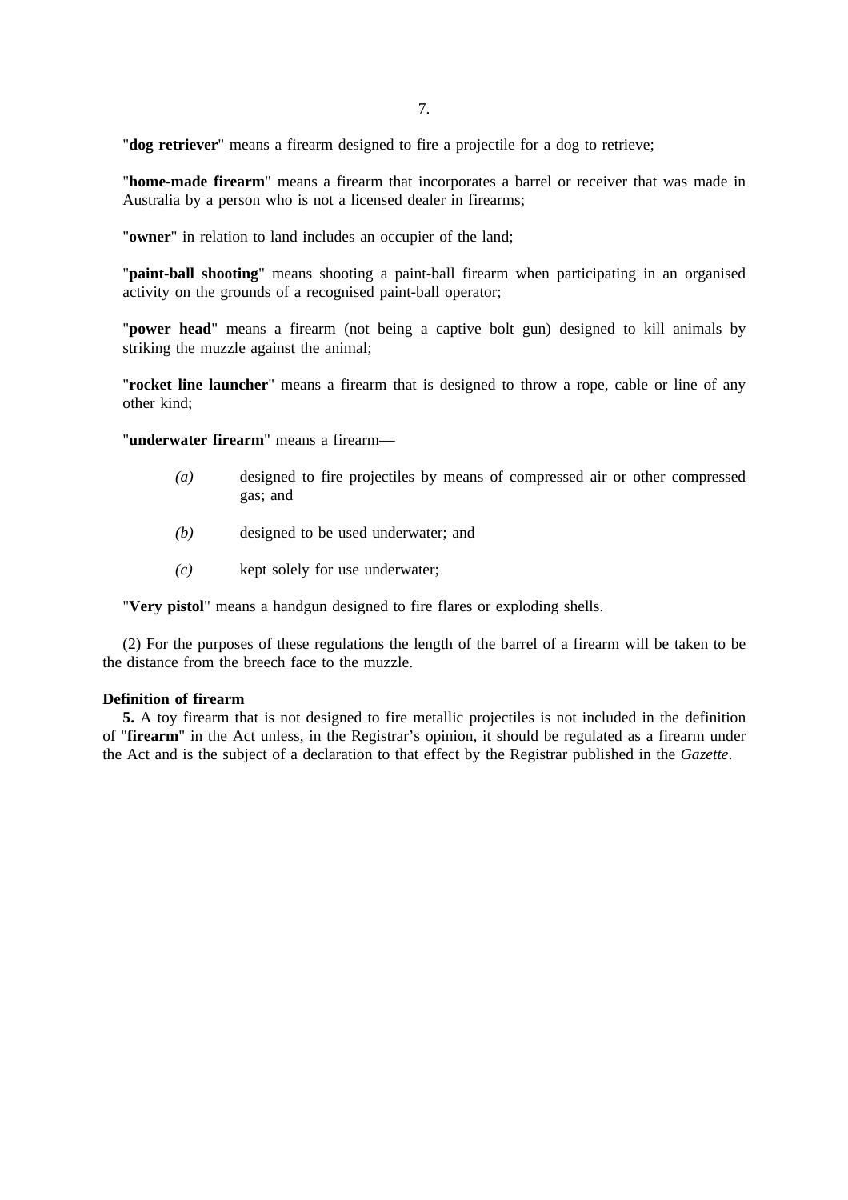"**dog retriever**" means a firearm designed to fire a projectile for a dog to retrieve;

"**home-made firearm**" means a firearm that incorporates a barrel or receiver that was made in Australia by a person who is not a licensed dealer in firearms;

"**owner**" in relation to land includes an occupier of the land;

"**paint-ball shooting**" means shooting a paint-ball firearm when participating in an organised activity on the grounds of a recognised paint-ball operator;

"**power head**" means a firearm (not being a captive bolt gun) designed to kill animals by striking the muzzle against the animal;

"**rocket line launcher**" means a firearm that is designed to throw a rope, cable or line of any other kind;

"**underwater firearm**" means a firearm—

*(a)* designed to fire projectiles by means of compressed air or other compressed gas; and

*(b)* designed to be used underwater; and

*(c)* kept solely for use underwater;

"**Very pistol**" means a handgun designed to fire flares or exploding shells.

(2) For the purposes of these regulations the length of the barrel of a firearm will be taken to be the distance from the breech face to the muzzle.

**Definition of firearm**

**5.** A toy firearm that is not designed to fire metallic projectiles is not included in the definition of "**firearm**" in the Act unless, in the Registrar's opinion, it should be regulated as a firearm under the Act and is the subject of a declaration to that effect by the Registrar published in the *Gazette*.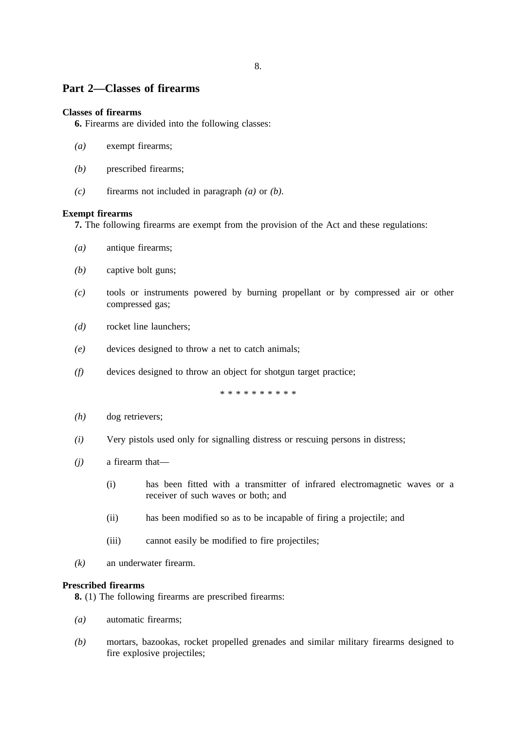## Part 2—Classes of firearms

**Classes of firearms**

**6.** Firearms are divided into the following classes:

*(a)* exempt firearms;

*(b)* prescribed firearms;

*(c)* firearms not included in paragraph *(a)* or *(b)*.

**Exempt firearms**

**7.** The following firearms are exempt from the provision of the Act and these regulations:

*(a)* antique firearms;

*(b)* captive bolt guns;

*(c)* tools or instruments powered by burning propellant or by compressed air or other compressed gas;

*(d)* rocket line launchers;

*(e)* devices designed to throw a net to catch animals;

*(f)* devices designed to throw an object for shotgun target practice;

\* \* \* \* \* \* \* \* \* \*

*(h)* dog retrievers;

*(i)* Very pistols used only for signalling distress or rescuing persons in distress;

*(j)* a firearm that—

(i) has been fitted with a transmitter of infrared electromagnetic waves or a receiver of such waves or both; and

(ii) has been modified so as to be incapable of firing a projectile; and

(iii) cannot easily be modified to fire projectiles;

*(k)* an underwater firearm.

**Prescribed firearms**

**8.** (1) The following firearms are prescribed firearms:

*(a)* automatic firearms;

*(b)* mortars, bazookas, rocket propelled grenades and similar military firearms designed to fire explosive projectiles;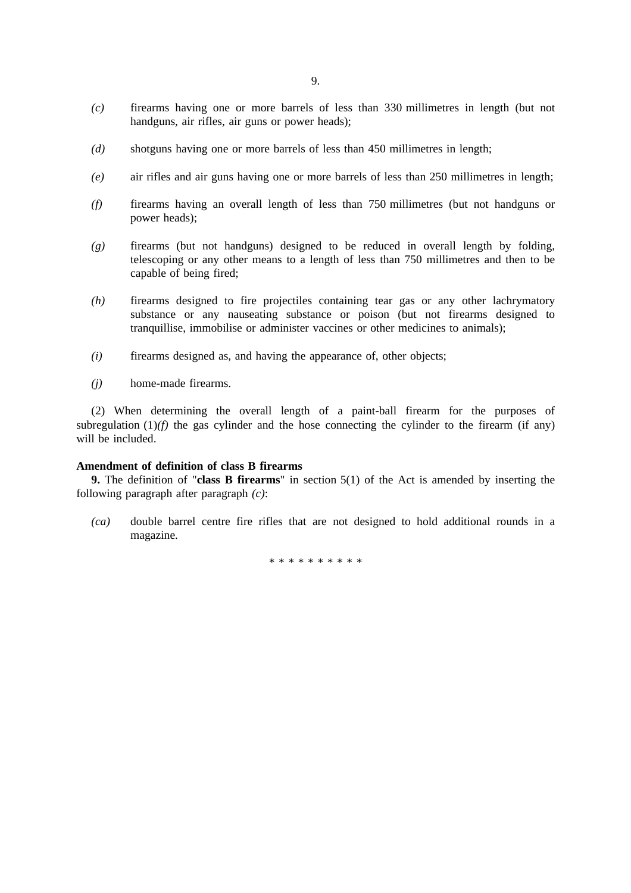*(c)* firearms having one or more barrels of less than 330 millimetres in length (but not handguns, air rifles, air guns or power heads);

*(d)* shotguns having one or more barrels of less than 450 millimetres in length;

*(e)* air rifles and air guns having one or more barrels of less than 250 millimetres in length;

*(f)* firearms having an overall length of less than 750 millimetres (but not handguns or power heads);

*(g)* firearms (but not handguns) designed to be reduced in overall length by folding, telescoping or any other means to a length of less than 750 millimetres and then to be capable of being fired;

*(h)* firearms designed to fire projectiles containing tear gas or any other lachrymatory substance or any nauseating substance or poison (but not firearms designed to tranquillise, immobilise or administer vaccines or other medicines to animals);

*(i)* firearms designed as, and having the appearance of, other objects;

*(j)* home-made firearms.

(2) When determining the overall length of a paint-ball firearm for the purposes of subregulation (1)*(f)* the gas cylinder and the hose connecting the cylinder to the firearm (if any) will be included.

**Amendment of definition of class B firearms**

**9.** The definition of "**class B firearms**" in section 5(1) of the Act is amended by inserting the following paragraph after paragraph *(c)*:

*(ca)* double barrel centre fire rifles that are not designed to hold additional rounds in a magazine.

* * * * * * * * * *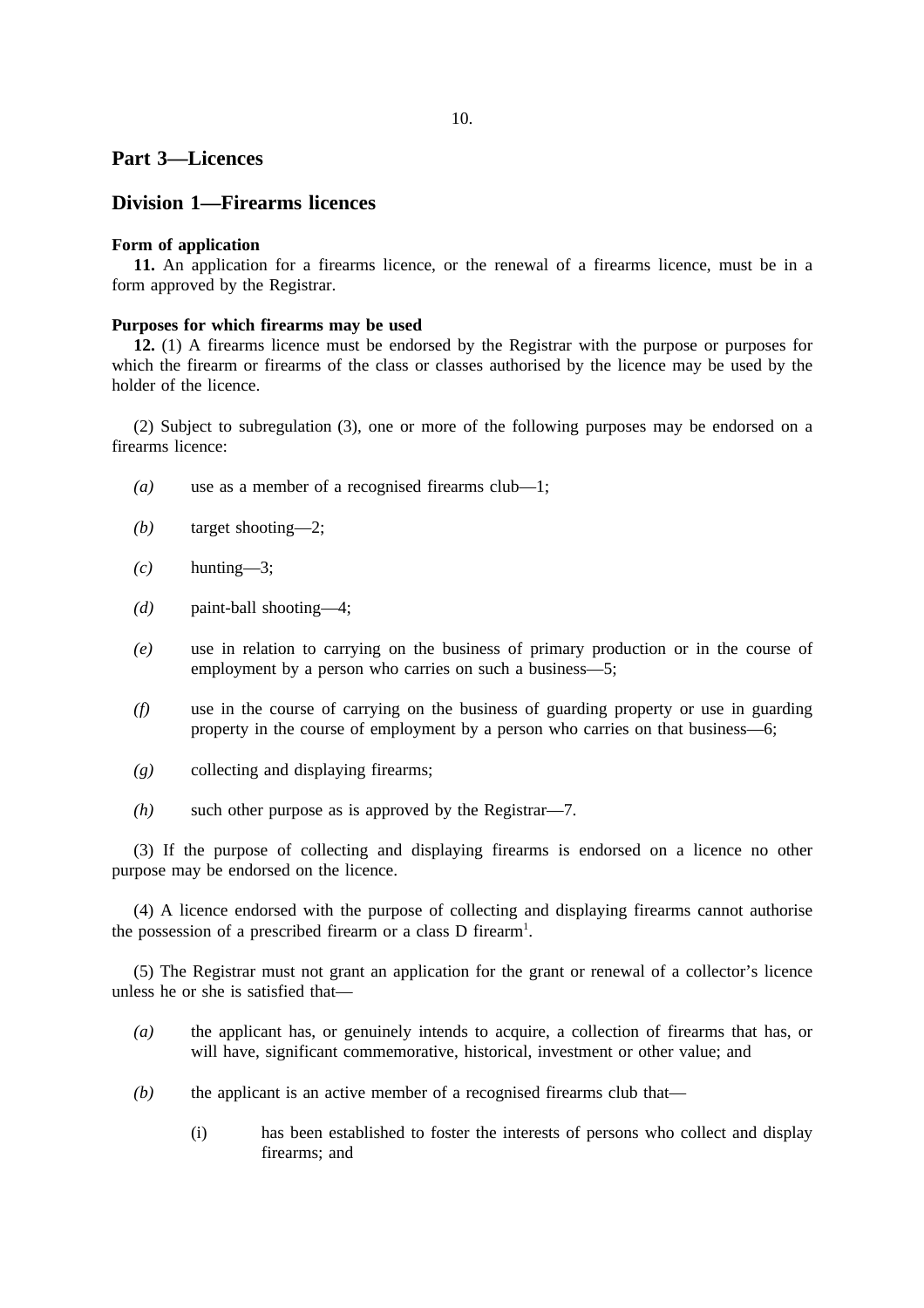## Part 3—Licences

## Division 1—Firearms licences

**Form of application**

**11.** An application for a firearms licence, or the renewal of a firearms licence, must be in a form approved by the Registrar.

**Purposes for which firearms may be used**

**12.** (1) A firearms licence must be endorsed by the Registrar with the purpose or purposes for which the firearm or firearms of the class or classes authorised by the licence may be used by the holder of the licence.

(2) Subject to subregulation (3), one or more of the following purposes may be endorsed on a firearms licence:

*(a)* use as a member of a recognised firearms club—1;

*(b)* target shooting—2;

*(c)* hunting—3;

*(d)* paint-ball shooting—4;

*(e)* use in relation to carrying on the business of primary production or in the course of employment by a person who carries on such a business—5;

*(f)* use in the course of carrying on the business of guarding property or use in guarding property in the course of employment by a person who carries on that business—6;

*(g)* collecting and displaying firearms;

*(h)* such other purpose as is approved by the Registrar—7.

(3) If the purpose of collecting and displaying firearms is endorsed on a licence no other purpose may be endorsed on the licence.

(4) A licence endorsed with the purpose of collecting and displaying firearms cannot authorise the possession of a prescribed firearm or a class D firearm[1].

(5) The Registrar must not grant an application for the grant or renewal of a collector's licence unless he or she is satisfied that—

*(a)* the applicant has, or genuinely intends to acquire, a collection of firearms that has, or will have, significant commemorative, historical, investment or other value; and

*(b)* the applicant is an active member of a recognised firearms club that—

(i) has been established to foster the interests of persons who collect and display firearms; and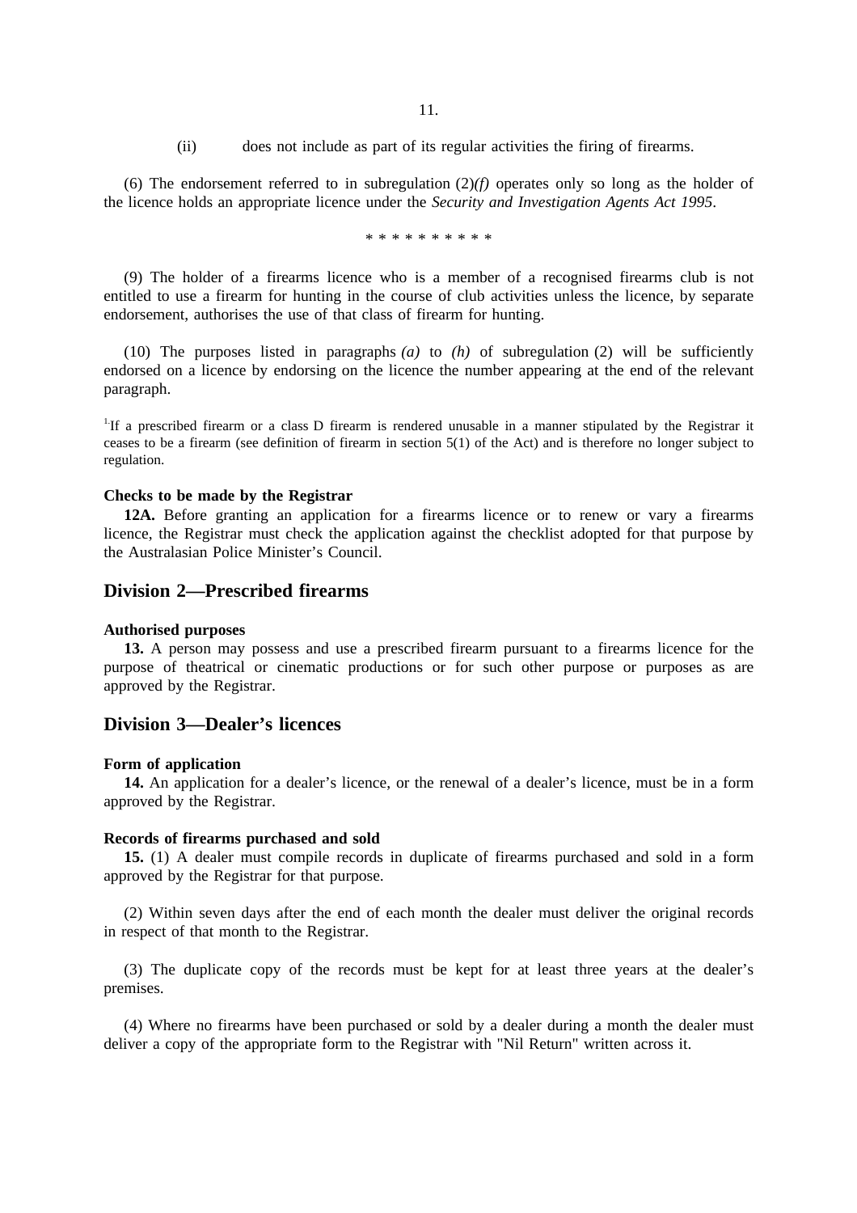(ii) does not include as part of its regular activities the firing of firearms.

(6) The endorsement referred to in subregulation (2)*(f)* operates only so long as the holder of the licence holds an appropriate licence under the *Security and Investigation Agents Act 1995*.

\* \* \* \* \* \* \* \* \* \*

(9) The holder of a firearms licence who is a member of a recognised firearms club is not entitled to use a firearm for hunting in the course of club activities unless the licence, by separate endorsement, authorises the use of that class of firearm for hunting.

(10) The purposes listed in paragraphs *(a)* to *(h)* of subregulation (2) will be sufficiently endorsed on a licence by endorsing on the licence the number appearing at the end of the relevant paragraph.

[1.] If a prescribed firearm or a class D firearm is rendered unusable in a manner stipulated by the Registrar it ceases to be a firearm (see definition of firearm in section 5(1) of the Act) and is therefore no longer subject to regulation.

**Checks to be made by the Registrar**

**12A.** Before granting an application for a firearms licence or to renew or vary a firearms licence, the Registrar must check the application against the checklist adopted for that purpose by the Australasian Police Minister's Council.

## Division 2—Prescribed firearms

**Authorised purposes**

**13.** A person may possess and use a prescribed firearm pursuant to a firearms licence for the purpose of theatrical or cinematic productions or for such other purpose or purposes as are approved by the Registrar.

## Division 3—Dealer's licences

**Form of application**

**14.** An application for a dealer's licence, or the renewal of a dealer's licence, must be in a form approved by the Registrar.

**Records of firearms purchased and sold**

**15.** (1) A dealer must compile records in duplicate of firearms purchased and sold in a form approved by the Registrar for that purpose.

(2) Within seven days after the end of each month the dealer must deliver the original records in respect of that month to the Registrar.

(3) The duplicate copy of the records must be kept for at least three years at the dealer's premises.

(4) Where no firearms have been purchased or sold by a dealer during a month the dealer must deliver a copy of the appropriate form to the Registrar with "Nil Return" written across it.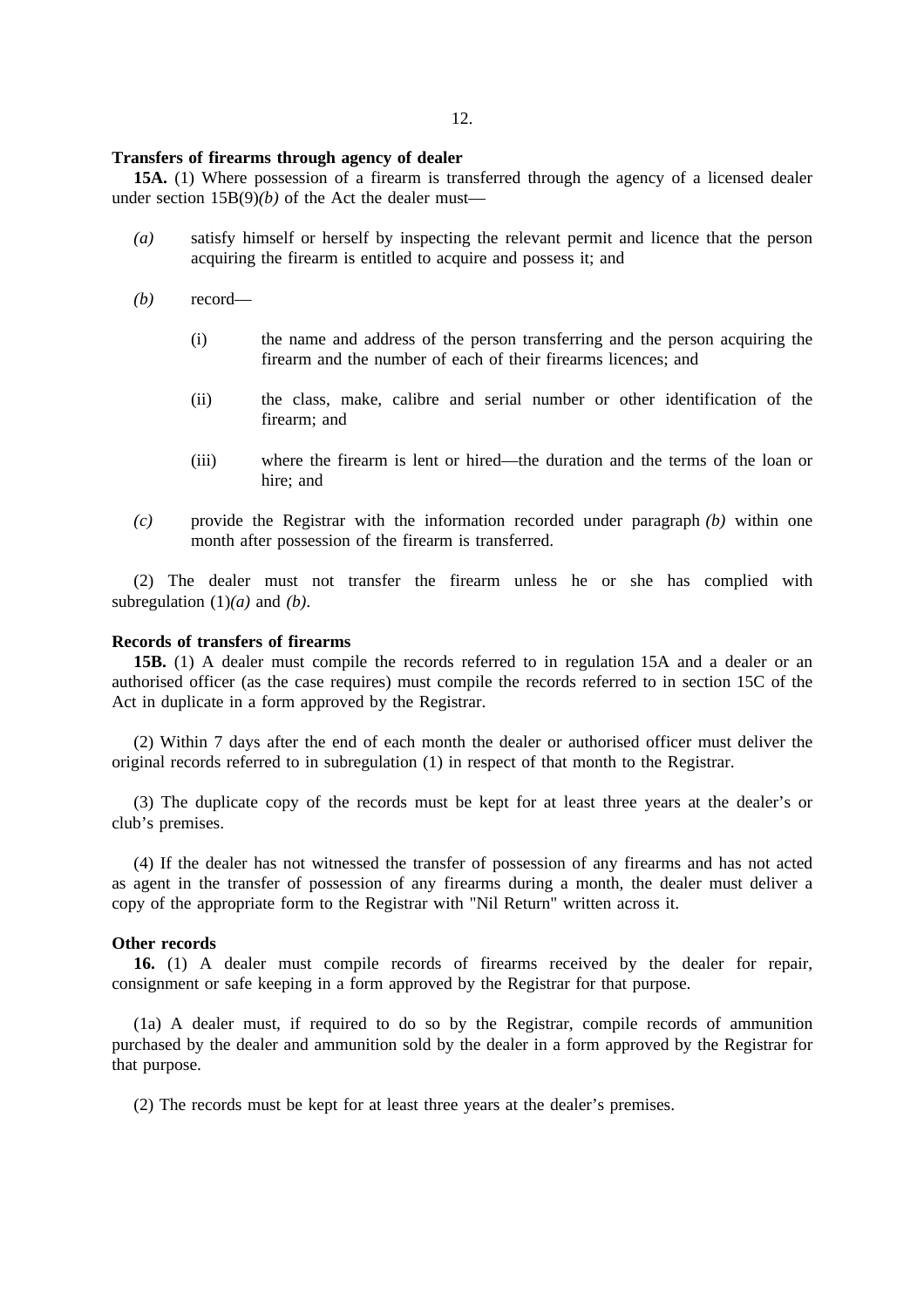**Transfers of firearms through agency of dealer**

**15A.** (1) Where possession of a firearm is transferred through the agency of a licensed dealer under section 15B(9)*(b)* of the Act the dealer must—

*(a)* satisfy himself or herself by inspecting the relevant permit and licence that the person acquiring the firearm is entitled to acquire and possess it; and

*(b)* record—

(i) the name and address of the person transferring and the person acquiring the firearm and the number of each of their firearms licences; and

(ii) the class, make, calibre and serial number or other identification of the firearm; and

(iii) where the firearm is lent or hired—the duration and the terms of the loan or hire; and

*(c)* provide the Registrar with the information recorded under paragraph *(b)* within one month after possession of the firearm is transferred.

(2) The dealer must not transfer the firearm unless he or she has complied with subregulation (1)*(a)* and *(b)*.

**Records of transfers of firearms**

**15B.** (1) A dealer must compile the records referred to in regulation 15A and a dealer or an authorised officer (as the case requires) must compile the records referred to in section 15C of the Act in duplicate in a form approved by the Registrar.

(2) Within 7 days after the end of each month the dealer or authorised officer must deliver the original records referred to in subregulation (1) in respect of that month to the Registrar.

(3) The duplicate copy of the records must be kept for at least three years at the dealer's or club's premises.

(4) If the dealer has not witnessed the transfer of possession of any firearms and has not acted as agent in the transfer of possession of any firearms during a month, the dealer must deliver a copy of the appropriate form to the Registrar with "Nil Return" written across it.

**Other records**

**16.** (1) A dealer must compile records of firearms received by the dealer for repair, consignment or safe keeping in a form approved by the Registrar for that purpose.

(1a) A dealer must, if required to do so by the Registrar, compile records of ammunition purchased by the dealer and ammunition sold by the dealer in a form approved by the Registrar for that purpose.

(2) The records must be kept for at least three years at the dealer's premises.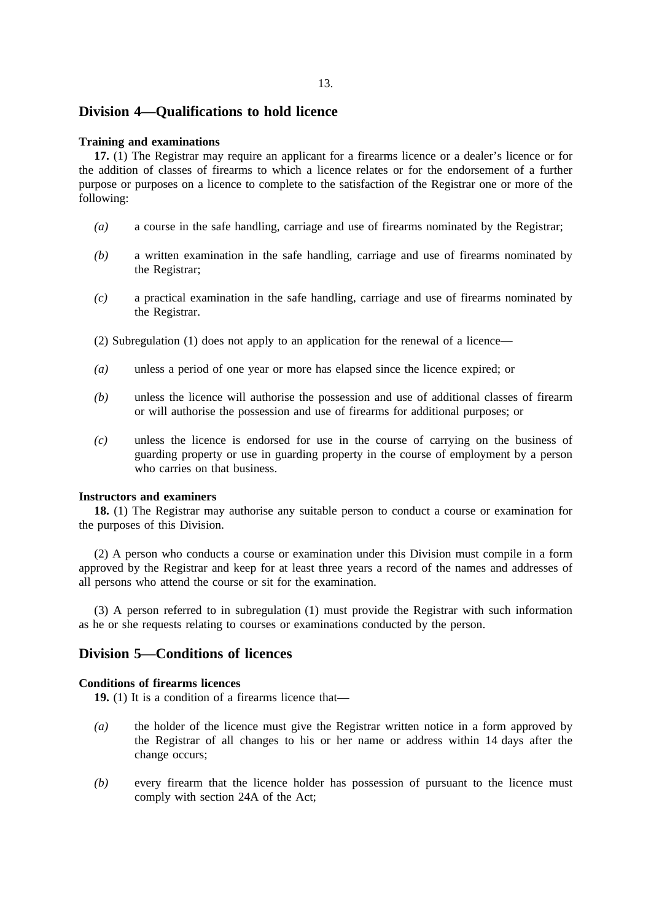## Division 4—Qualifications to hold licence

**Training and examinations**

**17.** (1) The Registrar may require an applicant for a firearms licence or a dealer's licence or for the addition of classes of firearms to which a licence relates or for the endorsement of a further purpose or purposes on a licence to complete to the satisfaction of the Registrar one or more of the following:

*(a)* a course in the safe handling, carriage and use of firearms nominated by the Registrar;

*(b)* a written examination in the safe handling, carriage and use of firearms nominated by the Registrar;

*(c)* a practical examination in the safe handling, carriage and use of firearms nominated by the Registrar.

(2) Subregulation (1) does not apply to an application for the renewal of a licence—

*(a)* unless a period of one year or more has elapsed since the licence expired; or

*(b)* unless the licence will authorise the possession and use of additional classes of firearm or will authorise the possession and use of firearms for additional purposes; or

*(c)* unless the licence is endorsed for use in the course of carrying on the business of guarding property or use in guarding property in the course of employment by a person who carries on that business.

**Instructors and examiners**

**18.** (1) The Registrar may authorise any suitable person to conduct a course or examination for the purposes of this Division.

(2) A person who conducts a course or examination under this Division must compile in a form approved by the Registrar and keep for at least three years a record of the names and addresses of all persons who attend the course or sit for the examination.

(3) A person referred to in subregulation (1) must provide the Registrar with such information as he or she requests relating to courses or examinations conducted by the person.

## Division 5—Conditions of licences

**Conditions of firearms licences**

**19.** (1) It is a condition of a firearms licence that—

*(a)* the holder of the licence must give the Registrar written notice in a form approved by the Registrar of all changes to his or her name or address within 14 days after the change occurs;

*(b)* every firearm that the licence holder has possession of pursuant to the licence must comply with section 24A of the Act;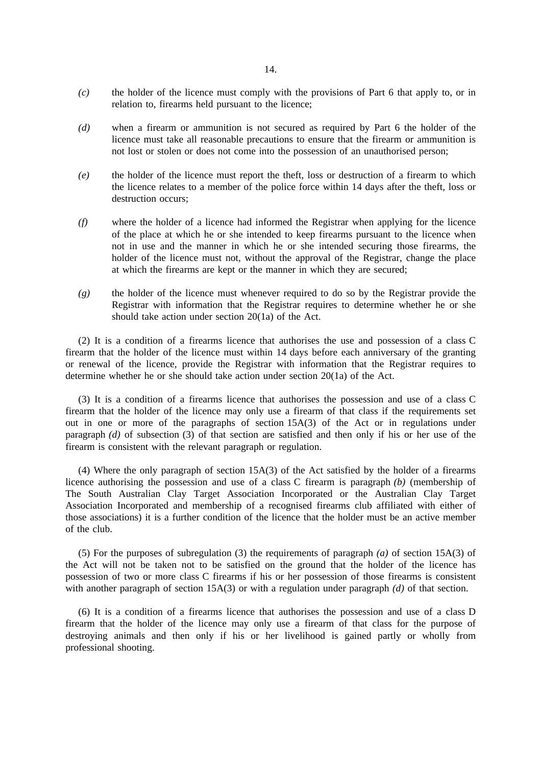*(c)* the holder of the licence must comply with the provisions of Part 6 that apply to, or in relation to, firearms held pursuant to the licence;

*(d)* when a firearm or ammunition is not secured as required by Part 6 the holder of the licence must take all reasonable precautions to ensure that the firearm or ammunition is not lost or stolen or does not come into the possession of an unauthorised person;

*(e)* the holder of the licence must report the theft, loss or destruction of a firearm to which the licence relates to a member of the police force within 14 days after the theft, loss or destruction occurs;

*(f)* where the holder of a licence had informed the Registrar when applying for the licence of the place at which he or she intended to keep firearms pursuant to the licence when not in use and the manner in which he or she intended securing those firearms, the holder of the licence must not, without the approval of the Registrar, change the place at which the firearms are kept or the manner in which they are secured;

*(g)* the holder of the licence must whenever required to do so by the Registrar provide the Registrar with information that the Registrar requires to determine whether he or she should take action under section 20(1a) of the Act.

(2) It is a condition of a firearms licence that authorises the use and possession of a class C firearm that the holder of the licence must within 14 days before each anniversary of the granting or renewal of the licence, provide the Registrar with information that the Registrar requires to determine whether he or she should take action under section 20(1a) of the Act.

(3) It is a condition of a firearms licence that authorises the possession and use of a class C firearm that the holder of the licence may only use a firearm of that class if the requirements set out in one or more of the paragraphs of section 15A(3) of the Act or in regulations under paragraph *(d)* of subsection (3) of that section are satisfied and then only if his or her use of the firearm is consistent with the relevant paragraph or regulation.

(4) Where the only paragraph of section 15A(3) of the Act satisfied by the holder of a firearms licence authorising the possession and use of a class C firearm is paragraph *(b)* (membership of The South Australian Clay Target Association Incorporated or the Australian Clay Target Association Incorporated and membership of a recognised firearms club affiliated with either of those associations) it is a further condition of the licence that the holder must be an active member of the club.

(5) For the purposes of subregulation (3) the requirements of paragraph *(a)* of section 15A(3) of the Act will not be taken not to be satisfied on the ground that the holder of the licence has possession of two or more class C firearms if his or her possession of those firearms is consistent with another paragraph of section 15A(3) or with a regulation under paragraph *(d)* of that section.

(6) It is a condition of a firearms licence that authorises the possession and use of a class D firearm that the holder of the licence may only use a firearm of that class for the purpose of destroying animals and then only if his or her livelihood is gained partly or wholly from professional shooting.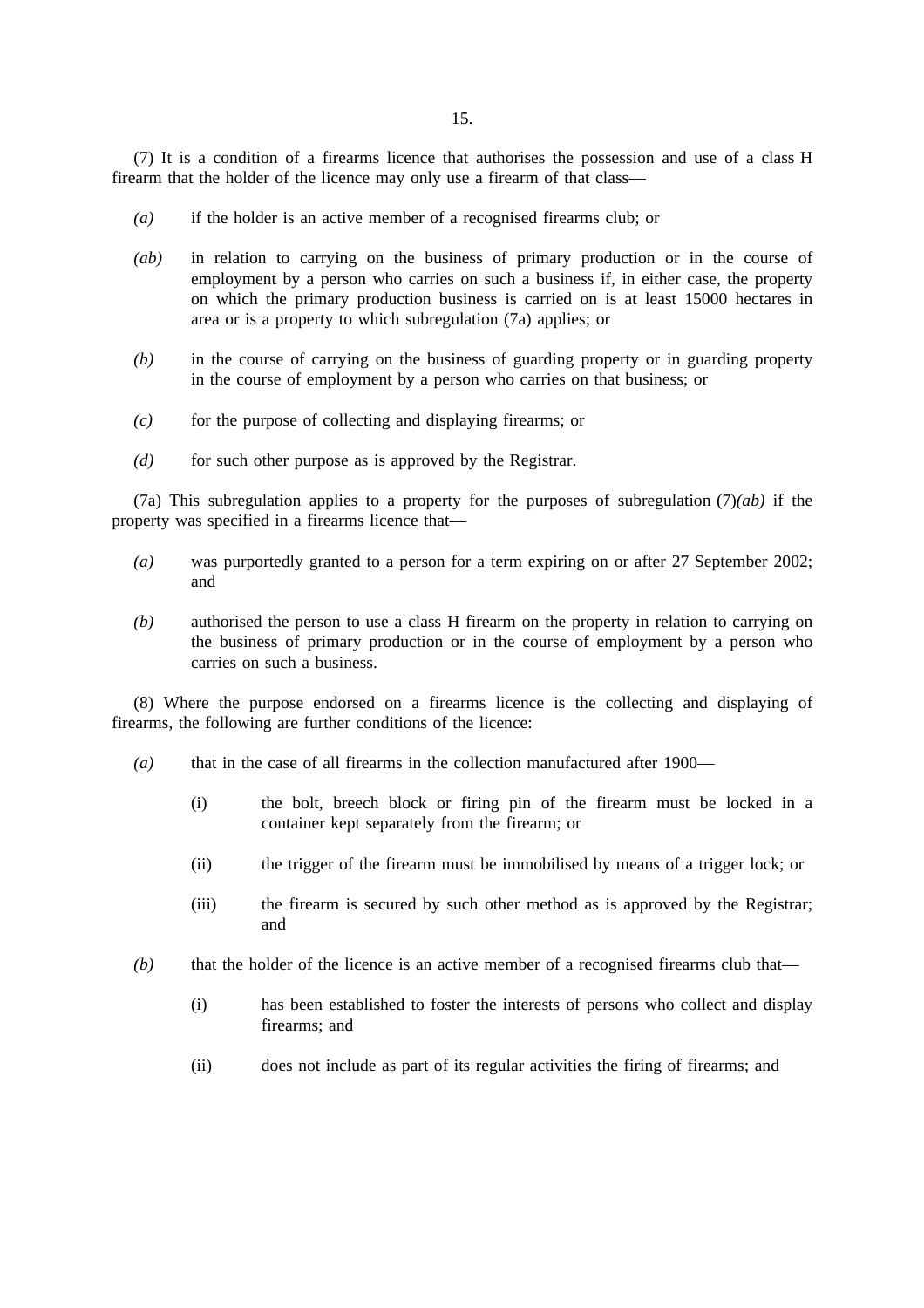(7) It is a condition of a firearms licence that authorises the possession and use of a class H firearm that the holder of the licence may only use a firearm of that class—

*(a)* if the holder is an active member of a recognised firearms club; or

*(ab)* in relation to carrying on the business of primary production or in the course of employment by a person who carries on such a business if, in either case, the property on which the primary production business is carried on is at least 15000 hectares in area or is a property to which subregulation (7a) applies; or

*(b)* in the course of carrying on the business of guarding property or in guarding property in the course of employment by a person who carries on that business; or

*(c)* for the purpose of collecting and displaying firearms; or

*(d)* for such other purpose as is approved by the Registrar.

(7a) This subregulation applies to a property for the purposes of subregulation (7)*(ab)* if the property was specified in a firearms licence that—

*(a)* was purportedly granted to a person for a term expiring on or after 27 September 2002; and

*(b)* authorised the person to use a class H firearm on the property in relation to carrying on the business of primary production or in the course of employment by a person who carries on such a business.

(8) Where the purpose endorsed on a firearms licence is the collecting and displaying of firearms, the following are further conditions of the licence:

*(a)* that in the case of all firearms in the collection manufactured after 1900—

(i) the bolt, breech block or firing pin of the firearm must be locked in a container kept separately from the firearm; or

(ii) the trigger of the firearm must be immobilised by means of a trigger lock; or

(iii) the firearm is secured by such other method as is approved by the Registrar; and

*(b)* that the holder of the licence is an active member of a recognised firearms club that—

(i) has been established to foster the interests of persons who collect and display firearms; and

(ii) does not include as part of its regular activities the firing of firearms; and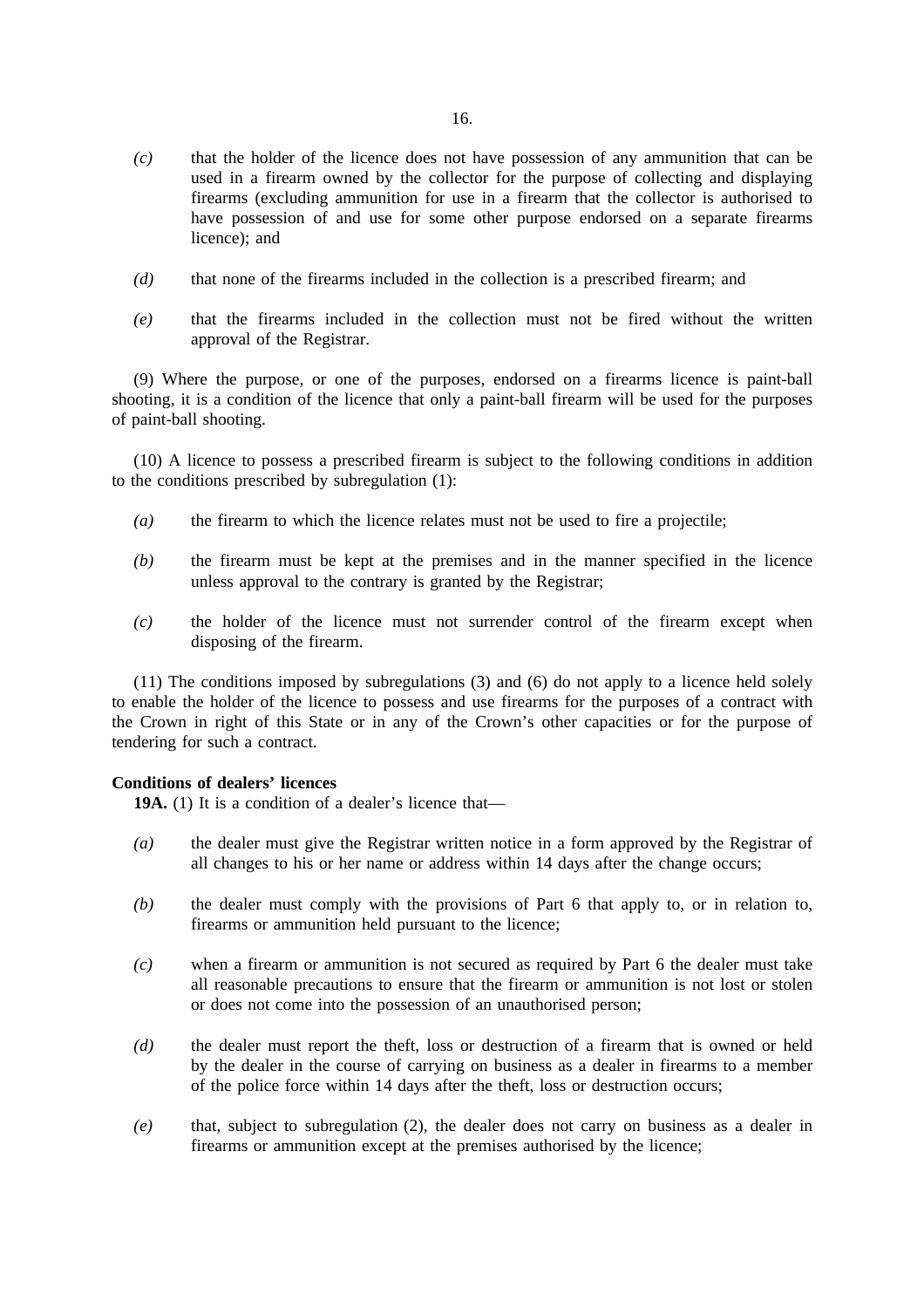*(c)* that the holder of the licence does not have possession of any ammunition that can be used in a firearm owned by the collector for the purpose of collecting and displaying firearms (excluding ammunition for use in a firearm that the collector is authorised to have possession of and use for some other purpose endorsed on a separate firearms licence); and

*(d)* that none of the firearms included in the collection is a prescribed firearm; and

*(e)* that the firearms included in the collection must not be fired without the written approval of the Registrar.

(9) Where the purpose, or one of the purposes, endorsed on a firearms licence is paint-ball shooting, it is a condition of the licence that only a paint-ball firearm will be used for the purposes of paint-ball shooting.

(10) A licence to possess a prescribed firearm is subject to the following conditions in addition to the conditions prescribed by subregulation (1):

*(a)* the firearm to which the licence relates must not be used to fire a projectile;

*(b)* the firearm must be kept at the premises and in the manner specified in the licence unless approval to the contrary is granted by the Registrar;

*(c)* the holder of the licence must not surrender control of the firearm except when disposing of the firearm.

(11) The conditions imposed by subregulations (3) and (6) do not apply to a licence held solely to enable the holder of the licence to possess and use firearms for the purposes of a contract with the Crown in right of this State or in any of the Crown's other capacities or for the purpose of tendering for such a contract.

**Conditions of dealers' licences**

**19A.** (1) It is a condition of a dealer's licence that—

*(a)* the dealer must give the Registrar written notice in a form approved by the Registrar of all changes to his or her name or address within 14 days after the change occurs;

*(b)* the dealer must comply with the provisions of Part 6 that apply to, or in relation to, firearms or ammunition held pursuant to the licence;

*(c)* when a firearm or ammunition is not secured as required by Part 6 the dealer must take all reasonable precautions to ensure that the firearm or ammunition is not lost or stolen or does not come into the possession of an unauthorised person;

*(d)* the dealer must report the theft, loss or destruction of a firearm that is owned or held by the dealer in the course of carrying on business as a dealer in firearms to a member of the police force within 14 days after the theft, loss or destruction occurs;

*(e)* that, subject to subregulation (2), the dealer does not carry on business as a dealer in firearms or ammunition except at the premises authorised by the licence;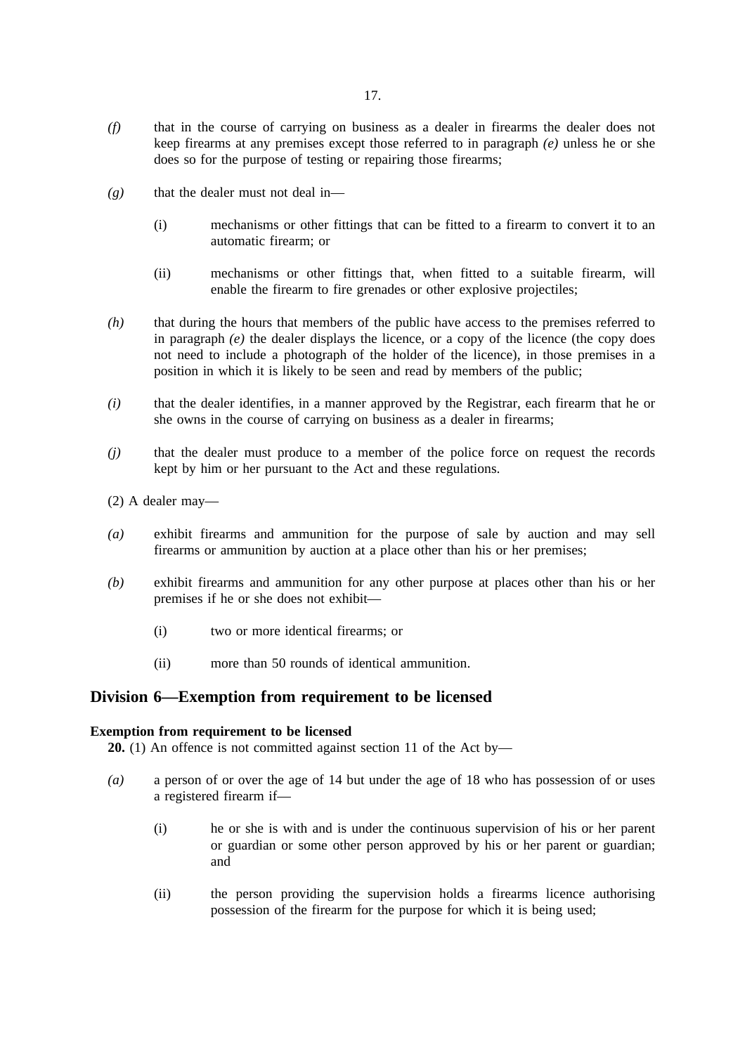*(f)* that in the course of carrying on business as a dealer in firearms the dealer does not keep firearms at any premises except those referred to in paragraph *(e)* unless he or she does so for the purpose of testing or repairing those firearms;

*(g)* that the dealer must not deal in—

(i) mechanisms or other fittings that can be fitted to a firearm to convert it to an automatic firearm; or

(ii) mechanisms or other fittings that, when fitted to a suitable firearm, will enable the firearm to fire grenades or other explosive projectiles;

*(h)* that during the hours that members of the public have access to the premises referred to in paragraph *(e)* the dealer displays the licence, or a copy of the licence (the copy does not need to include a photograph of the holder of the licence), in those premises in a position in which it is likely to be seen and read by members of the public;

*(i)* that the dealer identifies, in a manner approved by the Registrar, each firearm that he or she owns in the course of carrying on business as a dealer in firearms;

*(j)* that the dealer must produce to a member of the police force on request the records kept by him or her pursuant to the Act and these regulations.

(2) A dealer may—

*(a)* exhibit firearms and ammunition for the purpose of sale by auction and may sell firearms or ammunition by auction at a place other than his or her premises;

*(b)* exhibit firearms and ammunition for any other purpose at places other than his or her premises if he or she does not exhibit—

(i) two or more identical firearms; or

(ii) more than 50 rounds of identical ammunition.

## Division 6—Exemption from requirement to be licensed

**Exemption from requirement to be licensed**

**20.** (1) An offence is not committed against section 11 of the Act by—

*(a)* a person of or over the age of 14 but under the age of 18 who has possession of or uses a registered firearm if—

(i) he or she is with and is under the continuous supervision of his or her parent or guardian or some other person approved by his or her parent or guardian; and

(ii) the person providing the supervision holds a firearms licence authorising possession of the firearm for the purpose for which it is being used;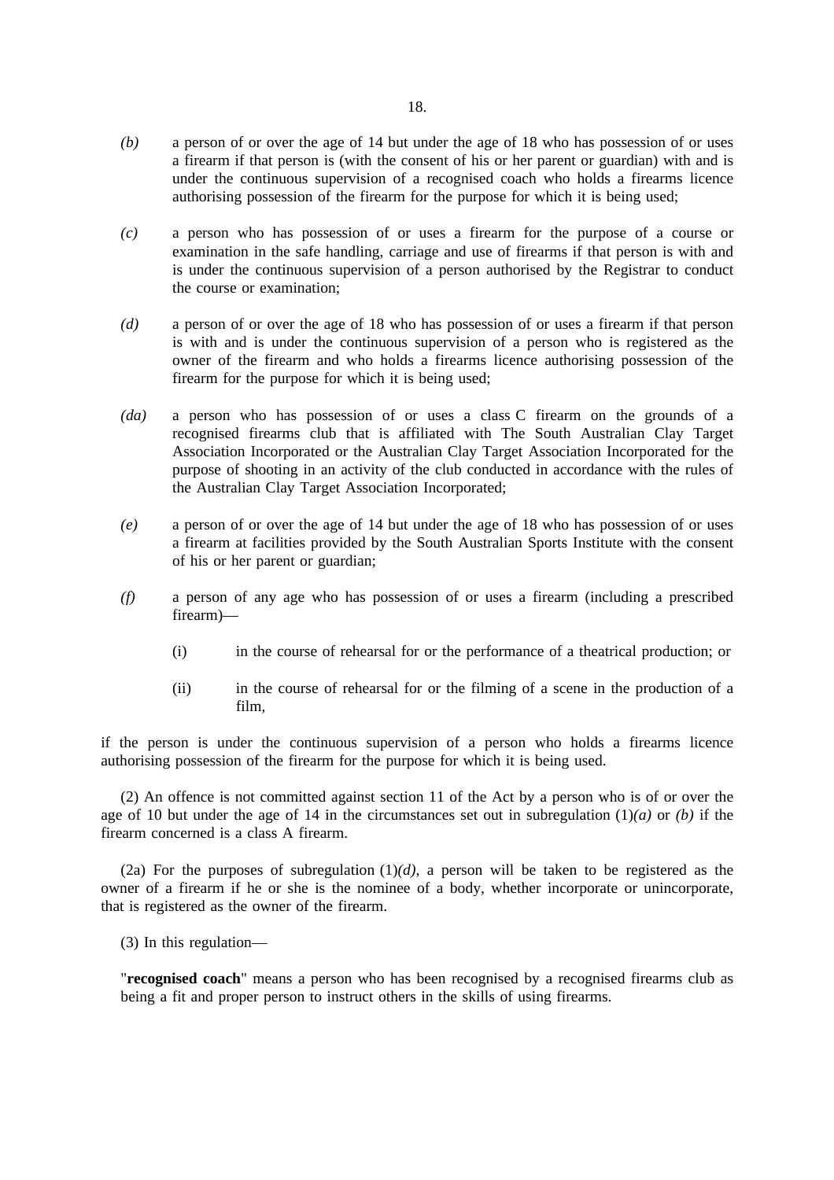*(b)* a person of or over the age of 14 but under the age of 18 who has possession of or uses a firearm if that person is (with the consent of his or her parent or guardian) with and is under the continuous supervision of a recognised coach who holds a firearms licence authorising possession of the firearm for the purpose for which it is being used;

*(c)* a person who has possession of or uses a firearm for the purpose of a course or examination in the safe handling, carriage and use of firearms if that person is with and is under the continuous supervision of a person authorised by the Registrar to conduct the course or examination;

*(d)* a person of or over the age of 18 who has possession of or uses a firearm if that person is with and is under the continuous supervision of a person who is registered as the owner of the firearm and who holds a firearms licence authorising possession of the firearm for the purpose for which it is being used;

*(da)* a person who has possession of or uses a class C firearm on the grounds of a recognised firearms club that is affiliated with The South Australian Clay Target Association Incorporated or the Australian Clay Target Association Incorporated for the purpose of shooting in an activity of the club conducted in accordance with the rules of the Australian Clay Target Association Incorporated;

*(e)* a person of or over the age of 14 but under the age of 18 who has possession of or uses a firearm at facilities provided by the South Australian Sports Institute with the consent of his or her parent or guardian;

*(f)* a person of any age who has possession of or uses a firearm (including a prescribed firearm)—

(i) in the course of rehearsal for or the performance of a theatrical production; or

(ii) in the course of rehearsal for or the filming of a scene in the production of a film,

if the person is under the continuous supervision of a person who holds a firearms licence authorising possession of the firearm for the purpose for which it is being used.

(2) An offence is not committed against section 11 of the Act by a person who is of or over the age of 10 but under the age of 14 in the circumstances set out in subregulation (1)*(a)* or *(b)* if the firearm concerned is a class A firearm.

(2a) For the purposes of subregulation (1)*(d)*, a person will be taken to be registered as the owner of a firearm if he or she is the nominee of a body, whether incorporate or unincorporate, that is registered as the owner of the firearm.

(3) In this regulation—

"**recognised coach**" means a person who has been recognised by a recognised firearms club as being a fit and proper person to instruct others in the skills of using firearms.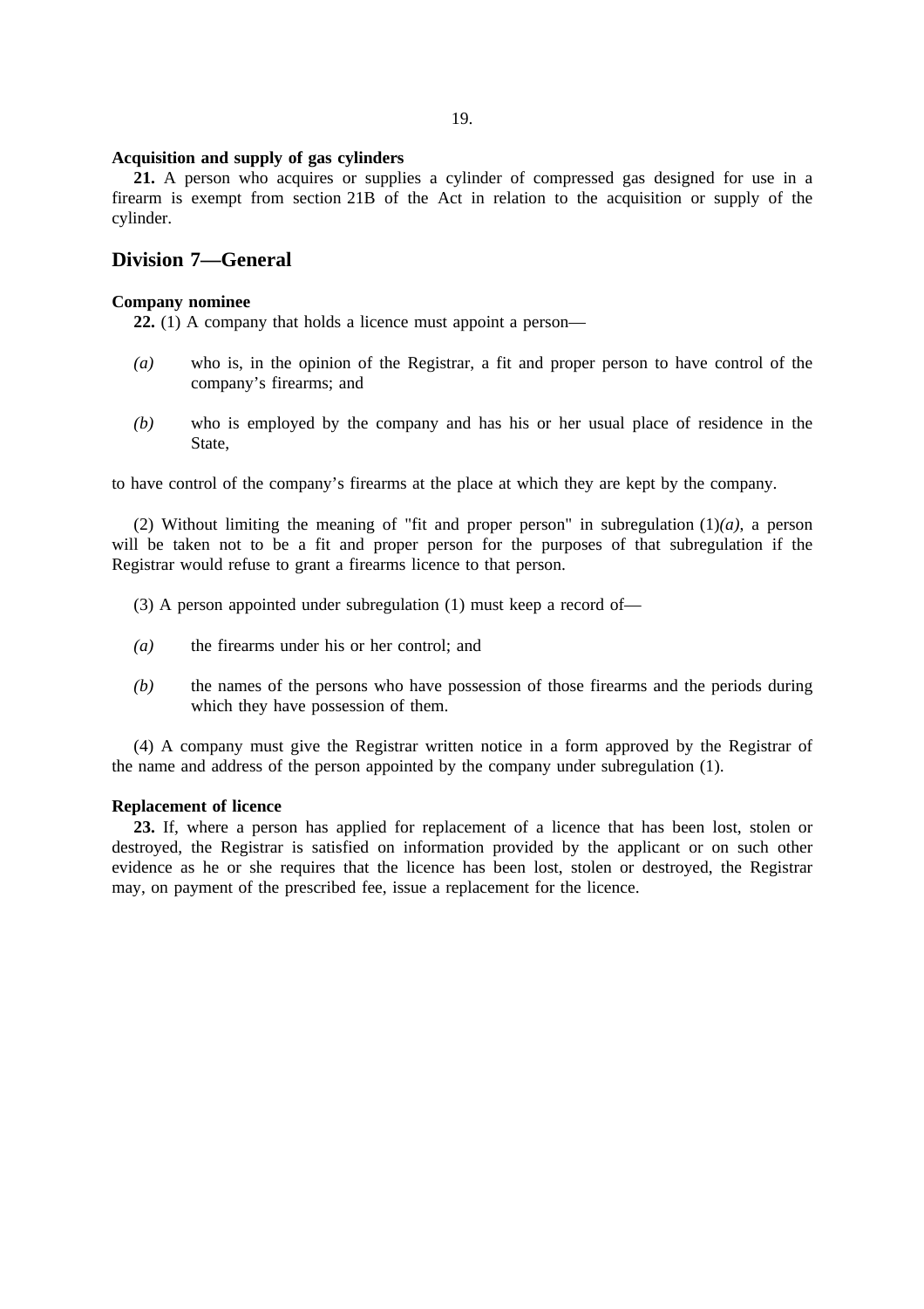**Acquisition and supply of gas cylinders**

**21.** A person who acquires or supplies a cylinder of compressed gas designed for use in a firearm is exempt from section 21B of the Act in relation to the acquisition or supply of the cylinder.

## Division 7—General

**Company nominee**

**22.** (1) A company that holds a licence must appoint a person—

*(a)* who is, in the opinion of the Registrar, a fit and proper person to have control of the company's firearms; and

*(b)* who is employed by the company and has his or her usual place of residence in the State,

to have control of the company's firearms at the place at which they are kept by the company.

(2) Without limiting the meaning of "fit and proper person" in subregulation (1)*(a)*, a person will be taken not to be a fit and proper person for the purposes of that subregulation if the Registrar would refuse to grant a firearms licence to that person.

(3) A person appointed under subregulation (1) must keep a record of—

*(a)* the firearms under his or her control; and

*(b)* the names of the persons who have possession of those firearms and the periods during which they have possession of them.

(4) A company must give the Registrar written notice in a form approved by the Registrar of the name and address of the person appointed by the company under subregulation (1).

**Replacement of licence**

**23.** If, where a person has applied for replacement of a licence that has been lost, stolen or destroyed, the Registrar is satisfied on information provided by the applicant or on such other evidence as he or she requires that the licence has been lost, stolen or destroyed, the Registrar may, on payment of the prescribed fee, issue a replacement for the licence.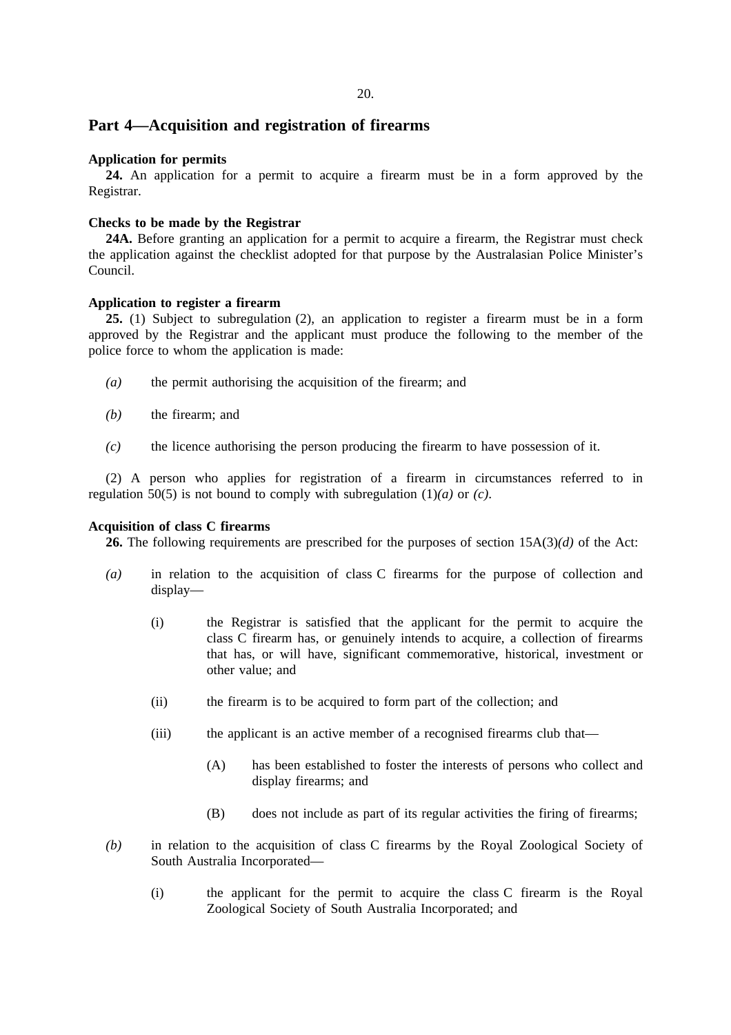## Part 4—Acquisition and registration of firearms

**Application for permits**

**24.** An application for a permit to acquire a firearm must be in a form approved by the Registrar.

**Checks to be made by the Registrar**

**24A.** Before granting an application for a permit to acquire a firearm, the Registrar must check the application against the checklist adopted for that purpose by the Australasian Police Minister's Council.

**Application to register a firearm**

**25.** (1) Subject to subregulation (2), an application to register a firearm must be in a form approved by the Registrar and the applicant must produce the following to the member of the police force to whom the application is made:

*(a)* the permit authorising the acquisition of the firearm; and

*(b)* the firearm; and

*(c)* the licence authorising the person producing the firearm to have possession of it.

(2) A person who applies for registration of a firearm in circumstances referred to in regulation 50(5) is not bound to comply with subregulation (1)*(a)* or *(c)*.

**Acquisition of class C firearms**

**26.** The following requirements are prescribed for the purposes of section 15A(3)*(d)* of the Act:

*(a)* in relation to the acquisition of class C firearms for the purpose of collection and display—

(i) the Registrar is satisfied that the applicant for the permit to acquire the class C firearm has, or genuinely intends to acquire, a collection of firearms that has, or will have, significant commemorative, historical, investment or other value; and

(ii) the firearm is to be acquired to form part of the collection; and

(iii) the applicant is an active member of a recognised firearms club that—

(A) has been established to foster the interests of persons who collect and display firearms; and

(B) does not include as part of its regular activities the firing of firearms;

*(b)* in relation to the acquisition of class C firearms by the Royal Zoological Society of South Australia Incorporated—

(i) the applicant for the permit to acquire the class C firearm is the Royal Zoological Society of South Australia Incorporated; and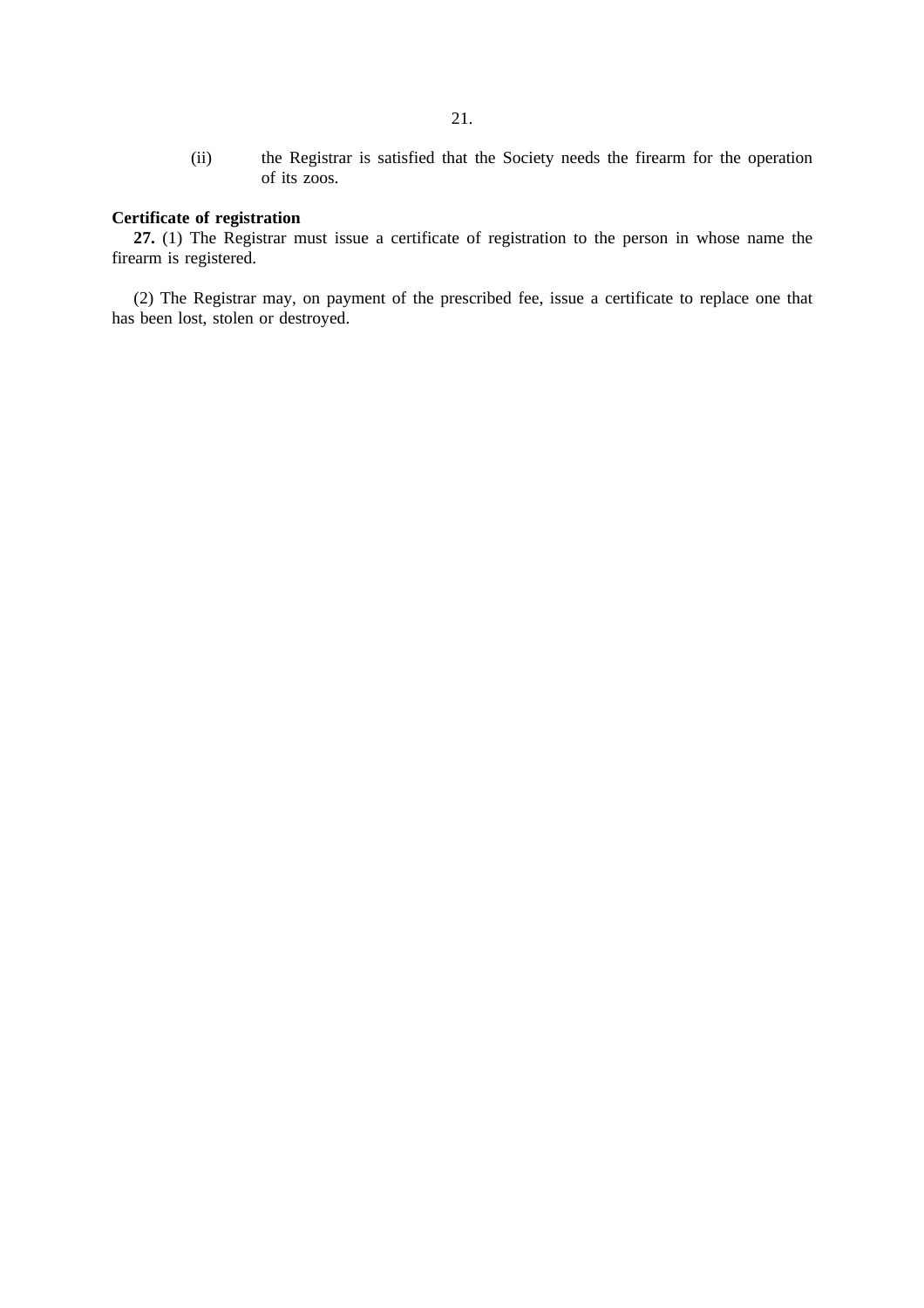(ii) the Registrar is satisfied that the Society needs the firearm for the operation of its zoos.

**Certificate of registration**

**27.** (1) The Registrar must issue a certificate of registration to the person in whose name the firearm is registered.

(2) The Registrar may, on payment of the prescribed fee, issue a certificate to replace one that has been lost, stolen or destroyed.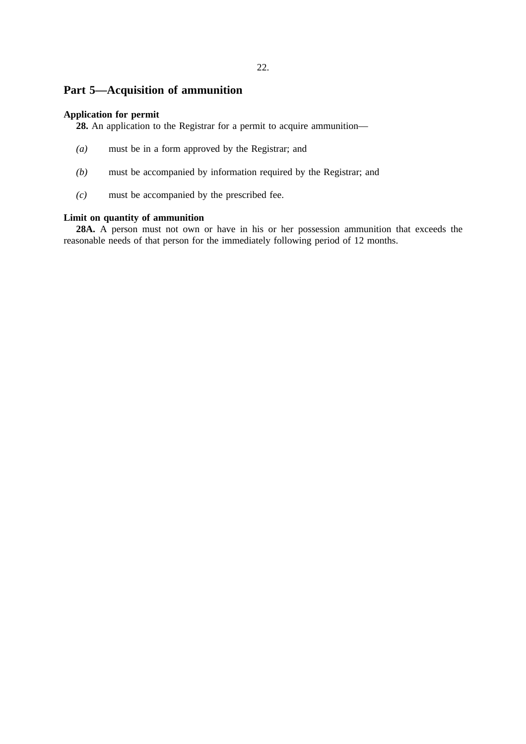## Part 5—Acquisition of ammunition

**Application for permit**

**28.** An application to the Registrar for a permit to acquire ammunition—

*(a)* must be in a form approved by the Registrar; and

*(b)* must be accompanied by information required by the Registrar; and

*(c)* must be accompanied by the prescribed fee.

**Limit on quantity of ammunition**

**28A.** A person must not own or have in his or her possession ammunition that exceeds the reasonable needs of that person for the immediately following period of 12 months.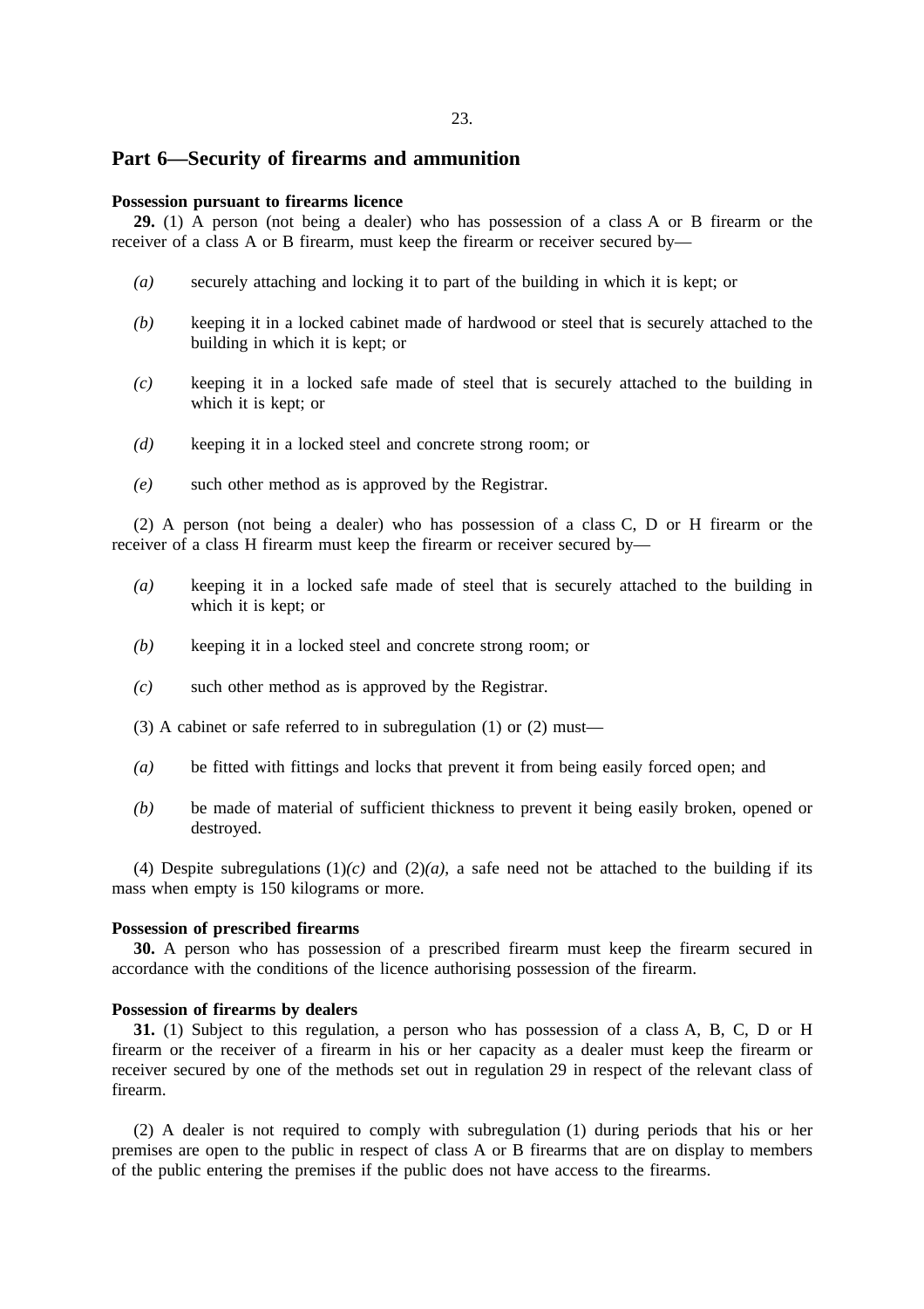## Part 6—Security of firearms and ammunition

**Possession pursuant to firearms licence**

**29.** (1) A person (not being a dealer) who has possession of a class A or B firearm or the receiver of a class A or B firearm, must keep the firearm or receiver secured by—

*(a)* securely attaching and locking it to part of the building in which it is kept; or

*(b)* keeping it in a locked cabinet made of hardwood or steel that is securely attached to the building in which it is kept; or

*(c)* keeping it in a locked safe made of steel that is securely attached to the building in which it is kept; or

*(d)* keeping it in a locked steel and concrete strong room; or

*(e)* such other method as is approved by the Registrar.

(2) A person (not being a dealer) who has possession of a class C, D or H firearm or the receiver of a class H firearm must keep the firearm or receiver secured by—

*(a)* keeping it in a locked safe made of steel that is securely attached to the building in which it is kept; or

*(b)* keeping it in a locked steel and concrete strong room; or

*(c)* such other method as is approved by the Registrar.

(3) A cabinet or safe referred to in subregulation (1) or (2) must—

*(a)* be fitted with fittings and locks that prevent it from being easily forced open; and

*(b)* be made of material of sufficient thickness to prevent it being easily broken, opened or destroyed.

(4) Despite subregulations (1)*(c)* and (2)*(a)*, a safe need not be attached to the building if its mass when empty is 150 kilograms or more.

**Possession of prescribed firearms**

**30.** A person who has possession of a prescribed firearm must keep the firearm secured in accordance with the conditions of the licence authorising possession of the firearm.

**Possession of firearms by dealers**

**31.** (1) Subject to this regulation, a person who has possession of a class A, B, C, D or H firearm or the receiver of a firearm in his or her capacity as a dealer must keep the firearm or receiver secured by one of the methods set out in regulation 29 in respect of the relevant class of firearm.

(2) A dealer is not required to comply with subregulation (1) during periods that his or her premises are open to the public in respect of class A or B firearms that are on display to members of the public entering the premises if the public does not have access to the firearms.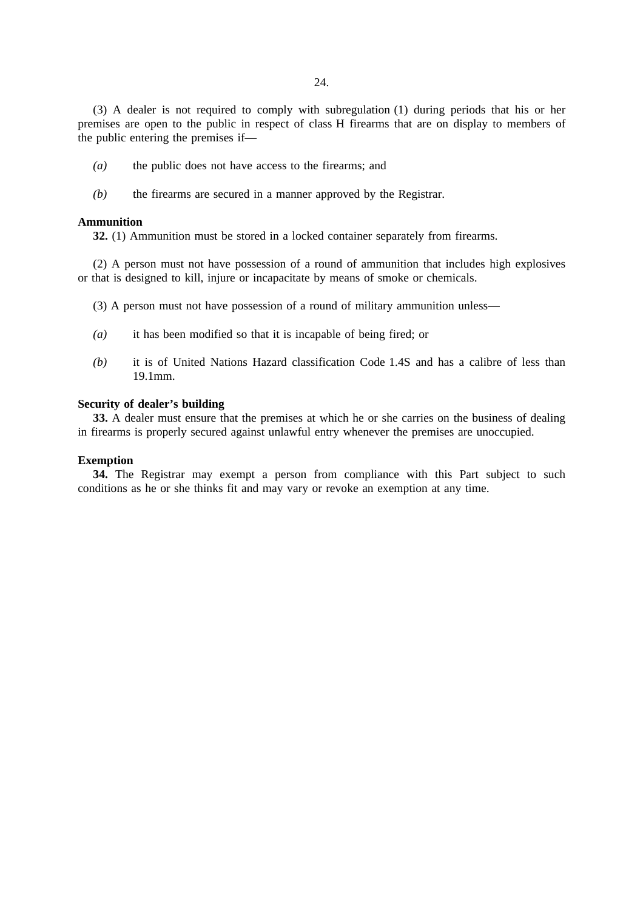(3) A dealer is not required to comply with subregulation (1) during periods that his or her premises are open to the public in respect of class H firearms that are on display to members of the public entering the premises if—

*(a)* the public does not have access to the firearms; and

*(b)* the firearms are secured in a manner approved by the Registrar.

**Ammunition**

**32.** (1) Ammunition must be stored in a locked container separately from firearms.

(2) A person must not have possession of a round of ammunition that includes high explosives or that is designed to kill, injure or incapacitate by means of smoke or chemicals.

(3) A person must not have possession of a round of military ammunition unless—

*(a)* it has been modified so that it is incapable of being fired; or

*(b)* it is of United Nations Hazard classification Code 1.4S and has a calibre of less than 19.1mm.

**Security of dealer's building**

**33.** A dealer must ensure that the premises at which he or she carries on the business of dealing in firearms is properly secured against unlawful entry whenever the premises are unoccupied.

**Exemption**

**34.** The Registrar may exempt a person from compliance with this Part subject to such conditions as he or she thinks fit and may vary or revoke an exemption at any time.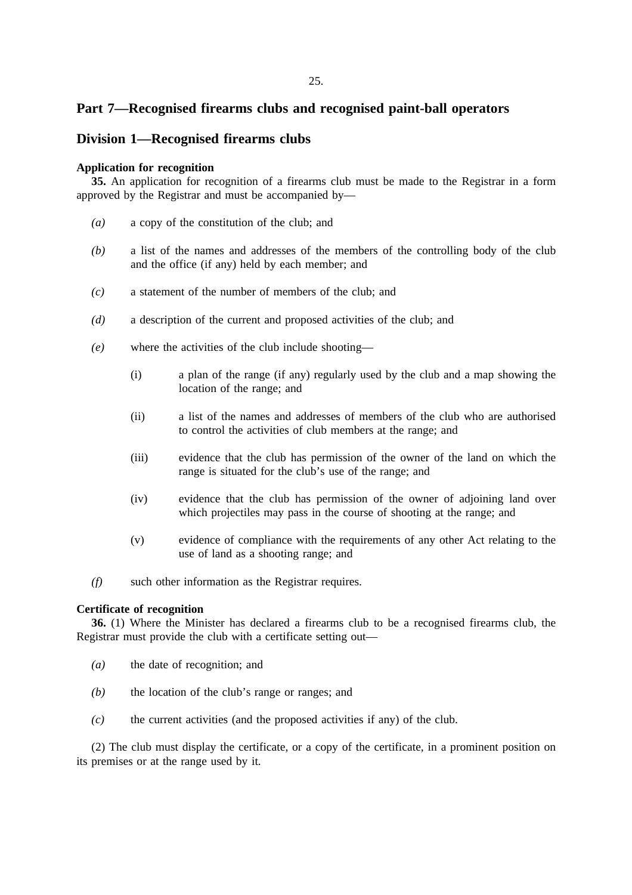## Part 7—Recognised firearms clubs and recognised paint-ball operators

## Division 1—Recognised firearms clubs

**Application for recognition**

**35.** An application for recognition of a firearms club must be made to the Registrar in a form approved by the Registrar and must be accompanied by—

*(a)* a copy of the constitution of the club; and

*(b)* a list of the names and addresses of the members of the controlling body of the club and the office (if any) held by each member; and

*(c)* a statement of the number of members of the club; and

*(d)* a description of the current and proposed activities of the club; and

*(e)* where the activities of the club include shooting—

(i) a plan of the range (if any) regularly used by the club and a map showing the location of the range; and

(ii) a list of the names and addresses of members of the club who are authorised to control the activities of club members at the range; and

(iii) evidence that the club has permission of the owner of the land on which the range is situated for the club's use of the range; and

(iv) evidence that the club has permission of the owner of adjoining land over which projectiles may pass in the course of shooting at the range; and

(v) evidence of compliance with the requirements of any other Act relating to the use of land as a shooting range; and

*(f)* such other information as the Registrar requires.

**Certificate of recognition**

**36.** (1) Where the Minister has declared a firearms club to be a recognised firearms club, the Registrar must provide the club with a certificate setting out—

*(a)* the date of recognition; and

*(b)* the location of the club's range or ranges; and

*(c)* the current activities (and the proposed activities if any) of the club.

(2) The club must display the certificate, or a copy of the certificate, in a prominent position on its premises or at the range used by it.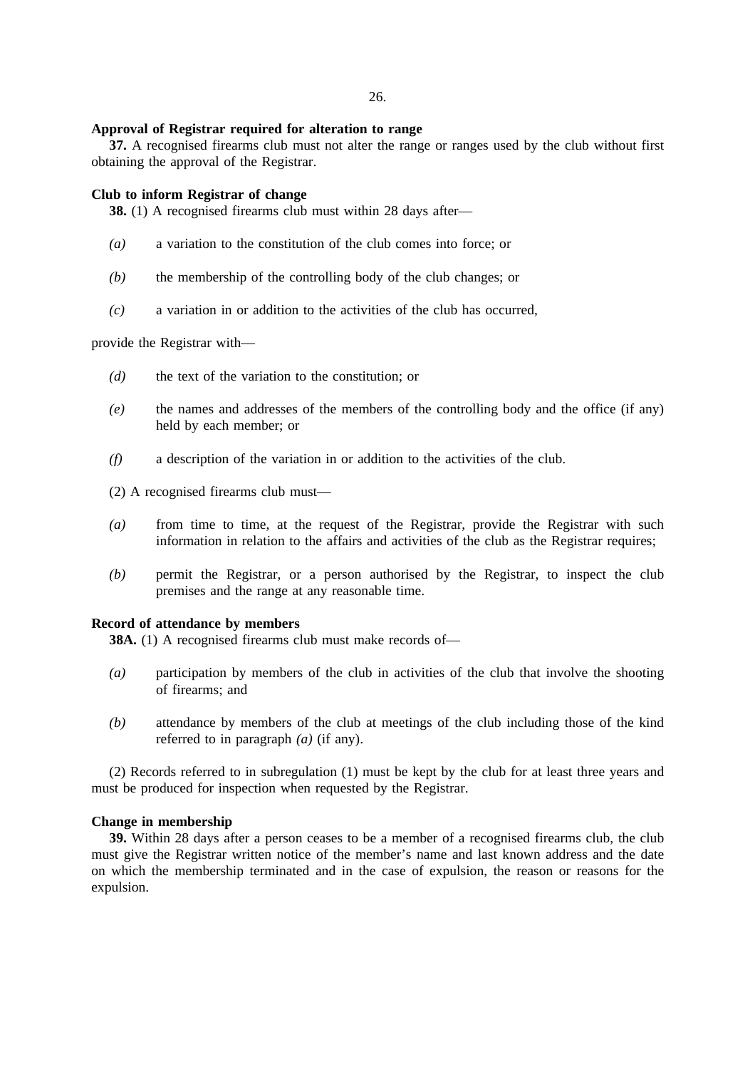**Approval of Registrar required for alteration to range**

**37.** A recognised firearms club must not alter the range or ranges used by the club without first obtaining the approval of the Registrar.

**Club to inform Registrar of change**

**38.** (1) A recognised firearms club must within 28 days after—

*(a)* a variation to the constitution of the club comes into force; or

*(b)* the membership of the controlling body of the club changes; or

*(c)* a variation in or addition to the activities of the club has occurred,

provide the Registrar with—

*(d)* the text of the variation to the constitution; or

*(e)* the names and addresses of the members of the controlling body and the office (if any) held by each member; or

*(f)* a description of the variation in or addition to the activities of the club.

(2) A recognised firearms club must—

*(a)* from time to time, at the request of the Registrar, provide the Registrar with such information in relation to the affairs and activities of the club as the Registrar requires;

*(b)* permit the Registrar, or a person authorised by the Registrar, to inspect the club premises and the range at any reasonable time.

**Record of attendance by members**

**38A.** (1) A recognised firearms club must make records of—

*(a)* participation by members of the club in activities of the club that involve the shooting of firearms; and

*(b)* attendance by members of the club at meetings of the club including those of the kind referred to in paragraph *(a)* (if any).

(2) Records referred to in subregulation (1) must be kept by the club for at least three years and must be produced for inspection when requested by the Registrar.

**Change in membership**

**39.** Within 28 days after a person ceases to be a member of a recognised firearms club, the club must give the Registrar written notice of the member's name and last known address and the date on which the membership terminated and in the case of expulsion, the reason or reasons for the expulsion.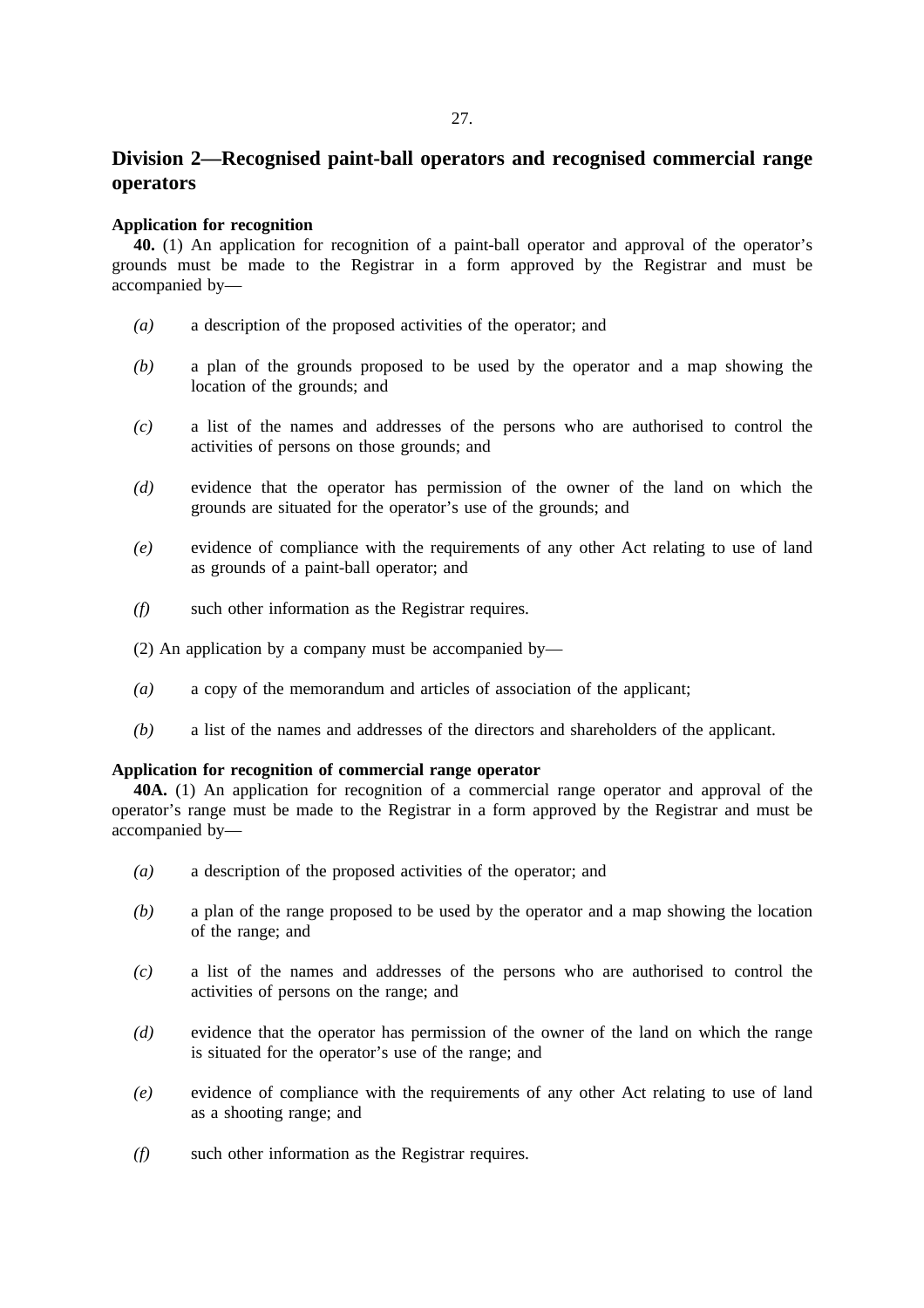## Division 2—Recognised paint-ball operators and recognised commercial range operators

**Application for recognition**

**40.** (1) An application for recognition of a paint-ball operator and approval of the operator's grounds must be made to the Registrar in a form approved by the Registrar and must be accompanied by—

*(a)* a description of the proposed activities of the operator; and

*(b)* a plan of the grounds proposed to be used by the operator and a map showing the location of the grounds; and

*(c)* a list of the names and addresses of the persons who are authorised to control the activities of persons on those grounds; and

*(d)* evidence that the operator has permission of the owner of the land on which the grounds are situated for the operator's use of the grounds; and

*(e)* evidence of compliance with the requirements of any other Act relating to use of land as grounds of a paint-ball operator; and

*(f)* such other information as the Registrar requires.

(2) An application by a company must be accompanied by—

*(a)* a copy of the memorandum and articles of association of the applicant;

*(b)* a list of the names and addresses of the directors and shareholders of the applicant.

**Application for recognition of commercial range operator**

**40A.** (1) An application for recognition of a commercial range operator and approval of the operator's range must be made to the Registrar in a form approved by the Registrar and must be accompanied by—

*(a)* a description of the proposed activities of the operator; and

*(b)* a plan of the range proposed to be used by the operator and a map showing the location of the range; and

*(c)* a list of the names and addresses of the persons who are authorised to control the activities of persons on the range; and

*(d)* evidence that the operator has permission of the owner of the land on which the range is situated for the operator's use of the range; and

*(e)* evidence of compliance with the requirements of any other Act relating to use of land as a shooting range; and

*(f)* such other information as the Registrar requires.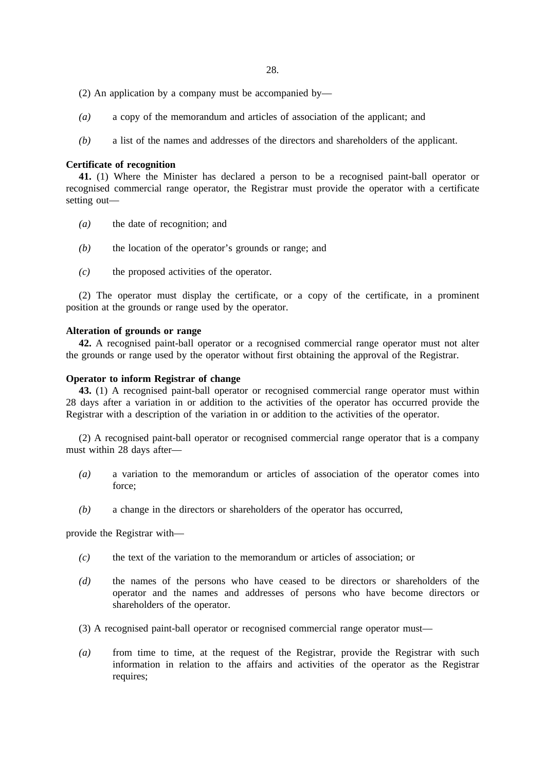(2) An application by a company must be accompanied by—

*(a)* a copy of the memorandum and articles of association of the applicant; and

*(b)* a list of the names and addresses of the directors and shareholders of the applicant.

**Certificate of recognition**

**41.** (1) Where the Minister has declared a person to be a recognised paint-ball operator or recognised commercial range operator, the Registrar must provide the operator with a certificate setting out—

*(a)* the date of recognition; and

*(b)* the location of the operator's grounds or range; and

*(c)* the proposed activities of the operator.

(2) The operator must display the certificate, or a copy of the certificate, in a prominent position at the grounds or range used by the operator.

**Alteration of grounds or range**

**42.** A recognised paint-ball operator or a recognised commercial range operator must not alter the grounds or range used by the operator without first obtaining the approval of the Registrar.

**Operator to inform Registrar of change**

**43.** (1) A recognised paint-ball operator or recognised commercial range operator must within 28 days after a variation in or addition to the activities of the operator has occurred provide the Registrar with a description of the variation in or addition to the activities of the operator.

(2) A recognised paint-ball operator or recognised commercial range operator that is a company must within 28 days after—

*(a)* a variation to the memorandum or articles of association of the operator comes into force;

*(b)* a change in the directors or shareholders of the operator has occurred,

provide the Registrar with—

*(c)* the text of the variation to the memorandum or articles of association; or

*(d)* the names of the persons who have ceased to be directors or shareholders of the operator and the names and addresses of persons who have become directors or shareholders of the operator.

(3) A recognised paint-ball operator or recognised commercial range operator must—

*(a)* from time to time, at the request of the Registrar, provide the Registrar with such information in relation to the affairs and activities of the operator as the Registrar requires;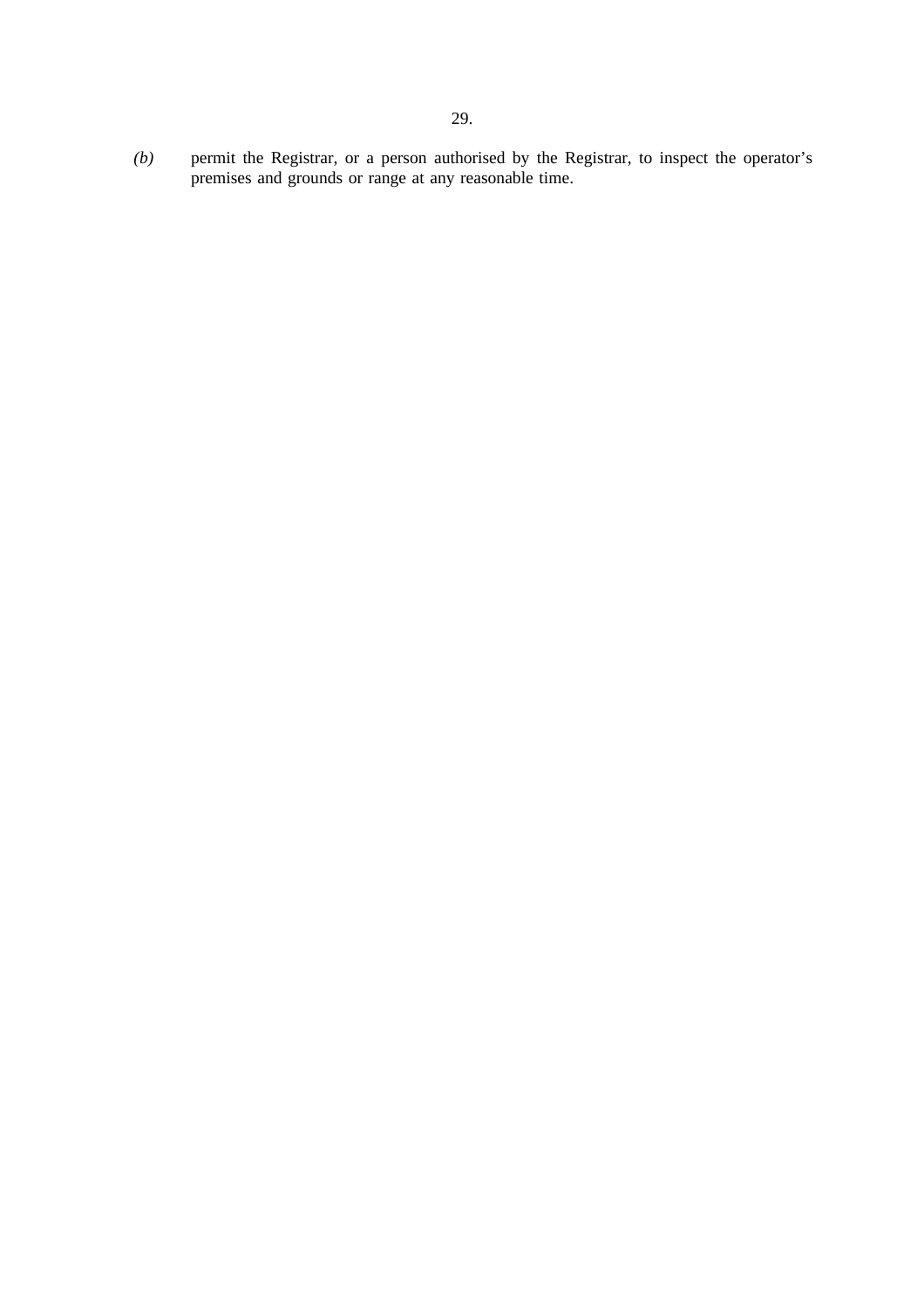*(b)* permit the Registrar, or a person authorised by the Registrar, to inspect the operator's premises and grounds or range at any reasonable time.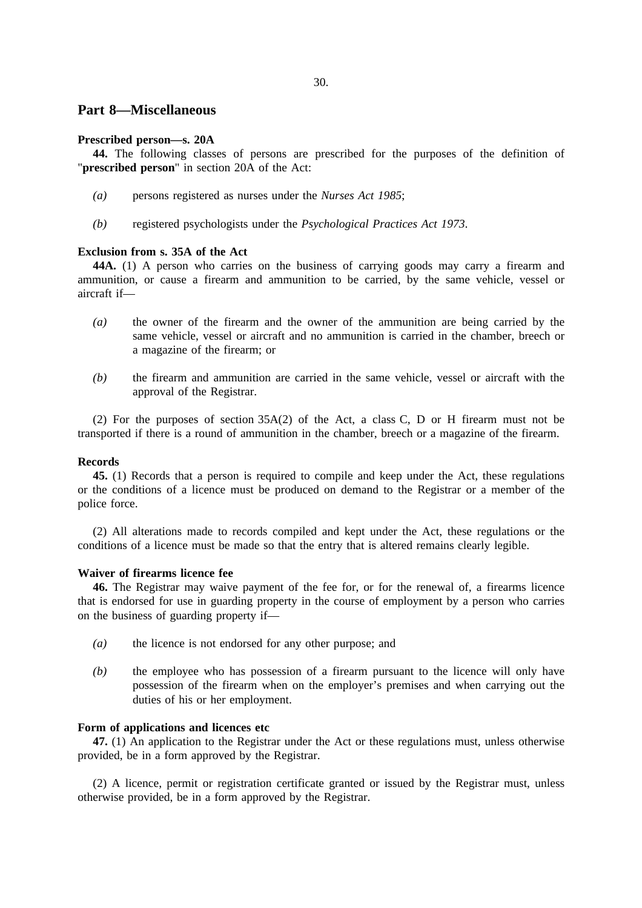## Part 8—Miscellaneous

**Prescribed person—s. 20A**

**44.** The following classes of persons are prescribed for the purposes of the definition of "**prescribed person**" in section 20A of the Act:

*(a)* persons registered as nurses under the *Nurses Act 1985*;

*(b)* registered psychologists under the *Psychological Practices Act 1973*.

**Exclusion from s. 35A of the Act**

**44A.** (1) A person who carries on the business of carrying goods may carry a firearm and ammunition, or cause a firearm and ammunition to be carried, by the same vehicle, vessel or aircraft if—

*(a)* the owner of the firearm and the owner of the ammunition are being carried by the same vehicle, vessel or aircraft and no ammunition is carried in the chamber, breech or a magazine of the firearm; or

*(b)* the firearm and ammunition are carried in the same vehicle, vessel or aircraft with the approval of the Registrar.

(2) For the purposes of section 35A(2) of the Act, a class C, D or H firearm must not be transported if there is a round of ammunition in the chamber, breech or a magazine of the firearm.

**Records**

**45.** (1) Records that a person is required to compile and keep under the Act, these regulations or the conditions of a licence must be produced on demand to the Registrar or a member of the police force.

(2) All alterations made to records compiled and kept under the Act, these regulations or the conditions of a licence must be made so that the entry that is altered remains clearly legible.

**Waiver of firearms licence fee**

**46.** The Registrar may waive payment of the fee for, or for the renewal of, a firearms licence that is endorsed for use in guarding property in the course of employment by a person who carries on the business of guarding property if—

*(a)* the licence is not endorsed for any other purpose; and

*(b)* the employee who has possession of a firearm pursuant to the licence will only have possession of the firearm when on the employer's premises and when carrying out the duties of his or her employment.

**Form of applications and licences etc**

**47.** (1) An application to the Registrar under the Act or these regulations must, unless otherwise provided, be in a form approved by the Registrar.

(2) A licence, permit or registration certificate granted or issued by the Registrar must, unless otherwise provided, be in a form approved by the Registrar.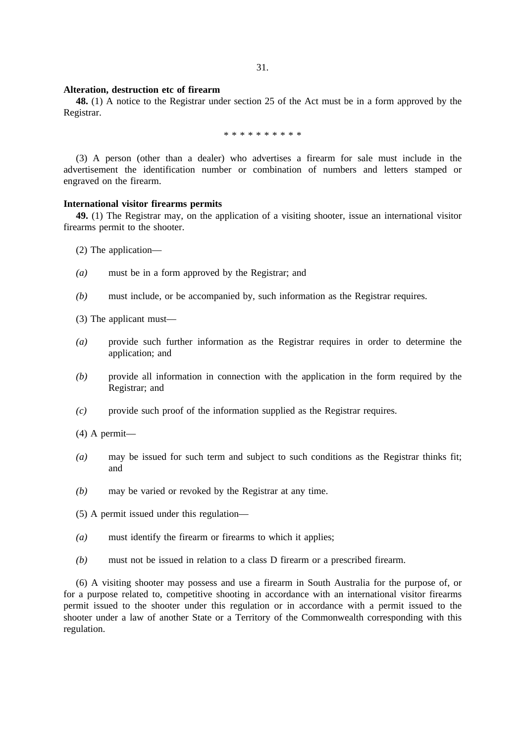**Alteration, destruction etc of firearm**

**48.** (1) A notice to the Registrar under section 25 of the Act must be in a form approved by the Registrar.

\* \* \* \* \* \* \* \* \* \*

(3) A person (other than a dealer) who advertises a firearm for sale must include in the advertisement the identification number or combination of numbers and letters stamped or engraved on the firearm.

**International visitor firearms permits**

**49.** (1) The Registrar may, on the application of a visiting shooter, issue an international visitor firearms permit to the shooter.

(2) The application—

*(a)* must be in a form approved by the Registrar; and

*(b)* must include, or be accompanied by, such information as the Registrar requires.

(3) The applicant must—

*(a)* provide such further information as the Registrar requires in order to determine the application; and

*(b)* provide all information in connection with the application in the form required by the Registrar; and

*(c)* provide such proof of the information supplied as the Registrar requires.

(4) A permit—

*(a)* may be issued for such term and subject to such conditions as the Registrar thinks fit; and

*(b)* may be varied or revoked by the Registrar at any time.

(5) A permit issued under this regulation—

*(a)* must identify the firearm or firearms to which it applies;

*(b)* must not be issued in relation to a class D firearm or a prescribed firearm.

(6) A visiting shooter may possess and use a firearm in South Australia for the purpose of, or for a purpose related to, competitive shooting in accordance with an international visitor firearms permit issued to the shooter under this regulation or in accordance with a permit issued to the shooter under a law of another State or a Territory of the Commonwealth corresponding with this regulation.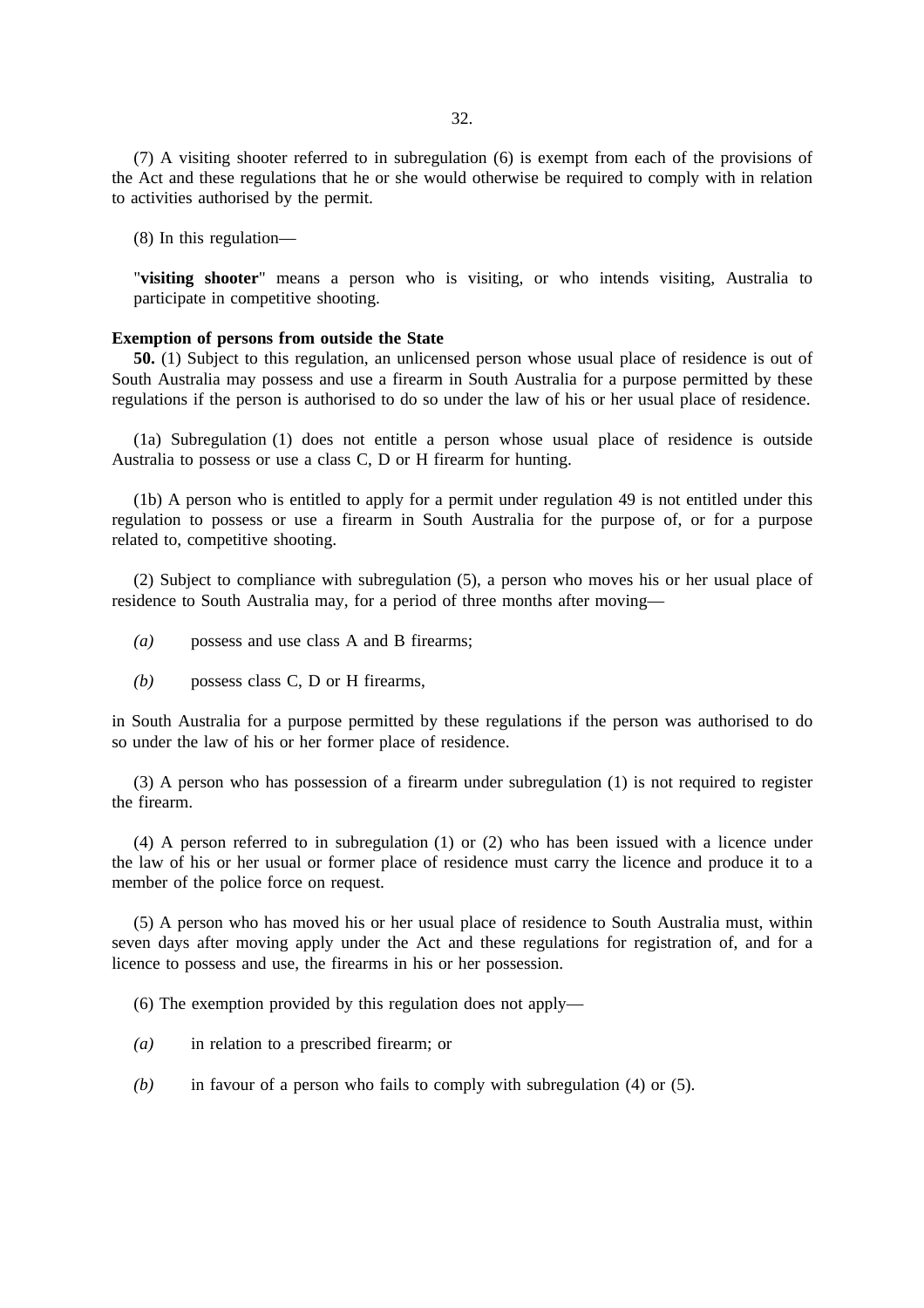(7) A visiting shooter referred to in subregulation (6) is exempt from each of the provisions of the Act and these regulations that he or she would otherwise be required to comply with in relation to activities authorised by the permit.

(8) In this regulation—

"**visiting shooter**" means a person who is visiting, or who intends visiting, Australia to participate in competitive shooting.

**Exemption of persons from outside the State**

**50.** (1) Subject to this regulation, an unlicensed person whose usual place of residence is out of South Australia may possess and use a firearm in South Australia for a purpose permitted by these regulations if the person is authorised to do so under the law of his or her usual place of residence.

(1a) Subregulation (1) does not entitle a person whose usual place of residence is outside Australia to possess or use a class C, D or H firearm for hunting.

(1b) A person who is entitled to apply for a permit under regulation 49 is not entitled under this regulation to possess or use a firearm in South Australia for the purpose of, or for a purpose related to, competitive shooting.

(2) Subject to compliance with subregulation (5), a person who moves his or her usual place of residence to South Australia may, for a period of three months after moving—

*(a)* possess and use class A and B firearms;

*(b)* possess class C, D or H firearms,

in South Australia for a purpose permitted by these regulations if the person was authorised to do so under the law of his or her former place of residence.

(3) A person who has possession of a firearm under subregulation (1) is not required to register the firearm.

(4) A person referred to in subregulation (1) or (2) who has been issued with a licence under the law of his or her usual or former place of residence must carry the licence and produce it to a member of the police force on request.

(5) A person who has moved his or her usual place of residence to South Australia must, within seven days after moving apply under the Act and these regulations for registration of, and for a licence to possess and use, the firearms in his or her possession.

(6) The exemption provided by this regulation does not apply—

*(a)* in relation to a prescribed firearm; or

*(b)* in favour of a person who fails to comply with subregulation (4) or (5).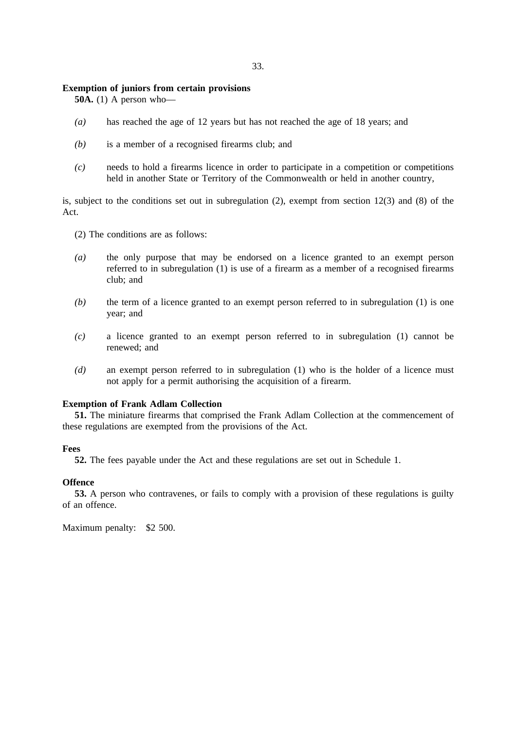**Exemption of juniors from certain provisions**

**50A.** (1) A person who—

*(a)* has reached the age of 12 years but has not reached the age of 18 years; and

*(b)* is a member of a recognised firearms club; and

*(c)* needs to hold a firearms licence in order to participate in a competition or competitions held in another State or Territory of the Commonwealth or held in another country,

is, subject to the conditions set out in subregulation (2), exempt from section 12(3) and (8) of the Act.

(2) The conditions are as follows:

*(a)* the only purpose that may be endorsed on a licence granted to an exempt person referred to in subregulation (1) is use of a firearm as a member of a recognised firearms club; and

*(b)* the term of a licence granted to an exempt person referred to in subregulation (1) is one year; and

*(c)* a licence granted to an exempt person referred to in subregulation (1) cannot be renewed; and

*(d)* an exempt person referred to in subregulation (1) who is the holder of a licence must not apply for a permit authorising the acquisition of a firearm.

**Exemption of Frank Adlam Collection**

**51.** The miniature firearms that comprised the Frank Adlam Collection at the commencement of these regulations are exempted from the provisions of the Act.

**Fees**

**52.** The fees payable under the Act and these regulations are set out in Schedule 1.

**Offence**

**53.** A person who contravenes, or fails to comply with a provision of these regulations is guilty of an offence.

Maximum penalty: $2 500.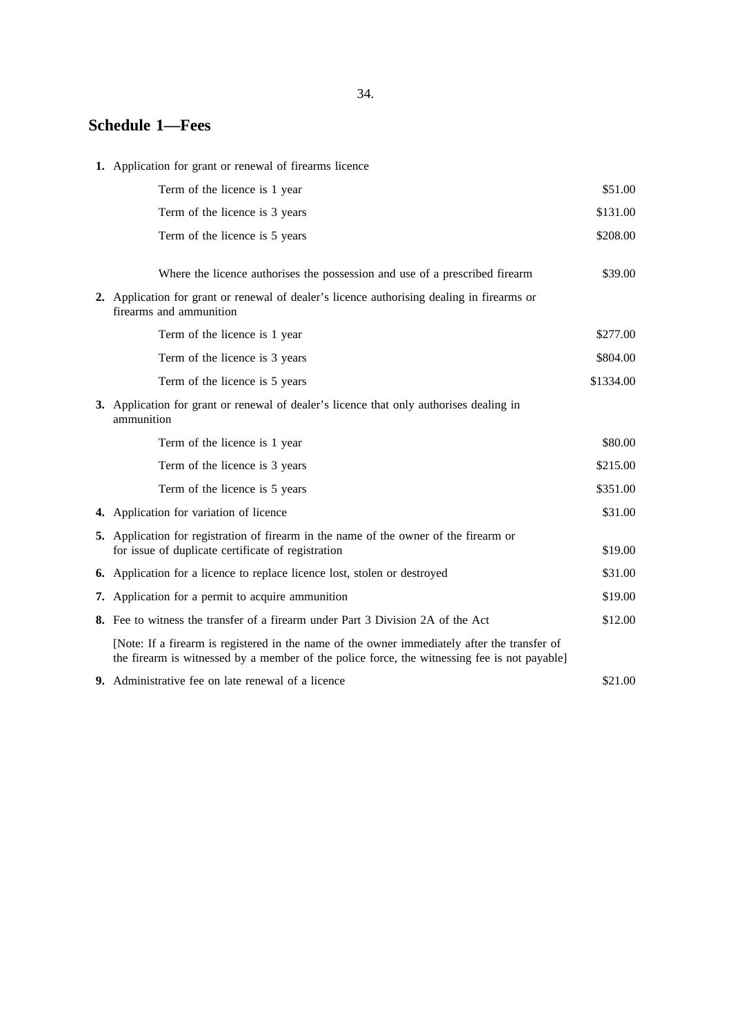## Schedule 1—Fees

| | |
|---|---|
| **1.** Application for grant or renewal of firearms licence | |
| Term of the licence is 1 year | $51.00 |
| Term of the licence is 3 years | $131.00 |
| Term of the licence is 5 years | $208.00 |
| Where the licence authorises the possession and use of a prescribed firearm | $39.00 |
| **2.** Application for grant or renewal of dealer's licence authorising dealing in firearms or firearms and ammunition | |
| Term of the licence is 1 year | $277.00 |
| Term of the licence is 3 years | $804.00 |
| Term of the licence is 5 years | $1334.00 |
| **3.** Application for grant or renewal of dealer's licence that only authorises dealing in ammunition | |
| Term of the licence is 1 year | $80.00 |
| Term of the licence is 3 years | $215.00 |
| Term of the licence is 5 years | $351.00 |
| **4.** Application for variation of licence | $31.00 |
| **5.** Application for registration of firearm in the name of the owner of the firearm or for issue of duplicate certificate of registration | $19.00 |
| **6.** Application for a licence to replace licence lost, stolen or destroyed | $31.00 |
| **7.** Application for a permit to acquire ammunition | $19.00 |
| **8.** Fee to witness the transfer of a firearm under Part 3 Division 2A of the Act | $12.00 |
| [Note: If a firearm is registered in the name of the owner immediately after the transfer of the firearm is witnessed by a member of the police force, the witnessing fee is not payable] | |
| **9.** Administrative fee on late renewal of a licence | $21.00 |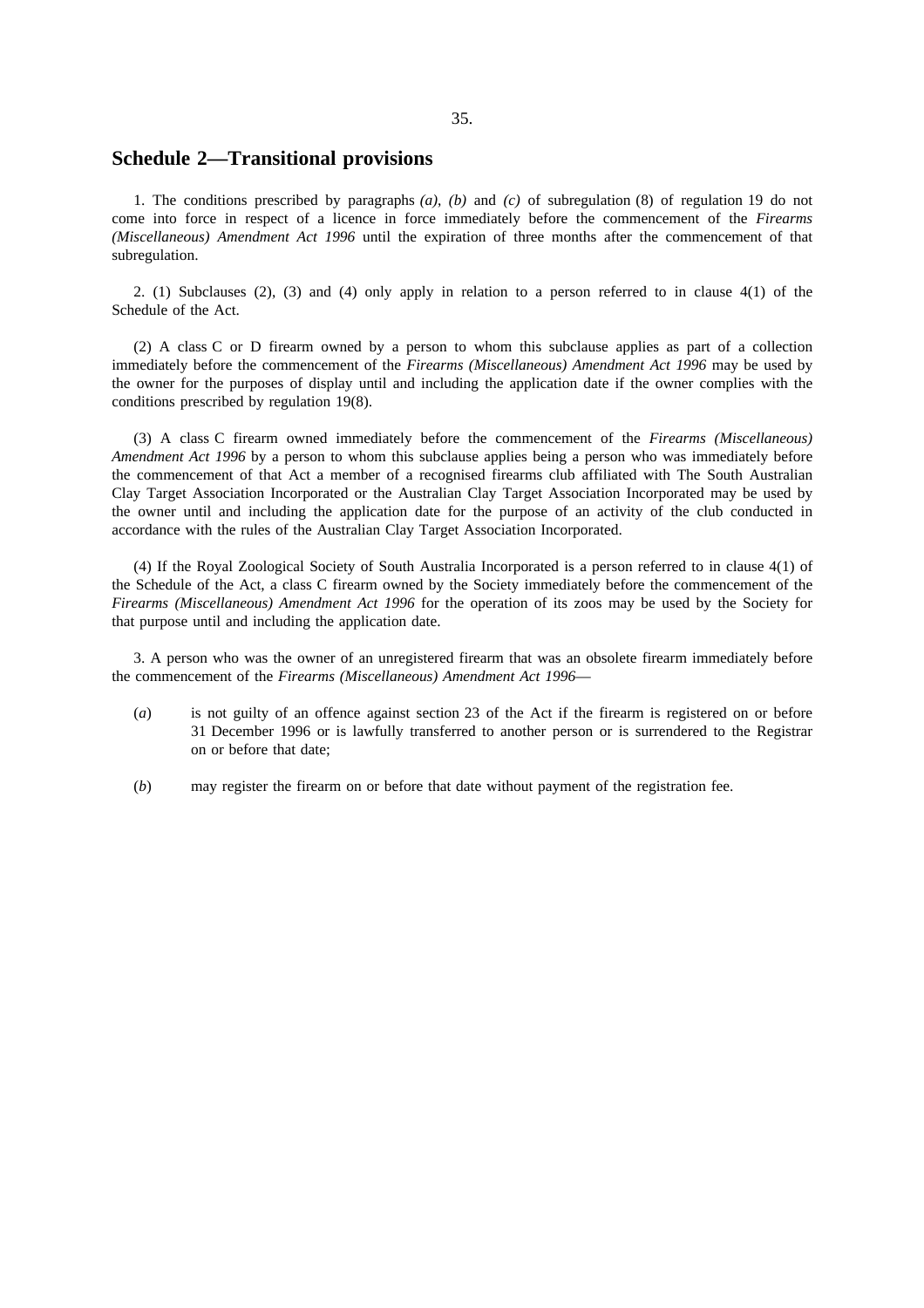## Schedule 2—Transitional provisions

1. The conditions prescribed by paragraphs *(a)*, *(b)* and *(c)* of subregulation (8) of regulation 19 do not come into force in respect of a licence in force immediately before the commencement of the *Firearms (Miscellaneous) Amendment Act 1996* until the expiration of three months after the commencement of that subregulation.

2. (1) Subclauses (2), (3) and (4) only apply in relation to a person referred to in clause 4(1) of the Schedule of the Act.

(2) A class C or D firearm owned by a person to whom this subclause applies as part of a collection immediately before the commencement of the *Firearms (Miscellaneous) Amendment Act 1996* may be used by the owner for the purposes of display until and including the application date if the owner complies with the conditions prescribed by regulation 19(8).

(3) A class C firearm owned immediately before the commencement of the *Firearms (Miscellaneous) Amendment Act 1996* by a person to whom this subclause applies being a person who was immediately before the commencement of that Act a member of a recognised firearms club affiliated with The South Australian Clay Target Association Incorporated or the Australian Clay Target Association Incorporated may be used by the owner until and including the application date for the purpose of an activity of the club conducted in accordance with the rules of the Australian Clay Target Association Incorporated.

(4) If the Royal Zoological Society of South Australia Incorporated is a person referred to in clause 4(1) of the Schedule of the Act, a class C firearm owned by the Society immediately before the commencement of the *Firearms (Miscellaneous) Amendment Act 1996* for the operation of its zoos may be used by the Society for that purpose until and including the application date.

3. A person who was the owner of an unregistered firearm that was an obsolete firearm immediately before the commencement of the *Firearms (Miscellaneous) Amendment Act 1996*—

(*a*) is not guilty of an offence against section 23 of the Act if the firearm is registered on or before 31 December 1996 or is lawfully transferred to another person or is surrendered to the Registrar on or before that date;

(*b*) may register the firearm on or before that date without payment of the registration fee.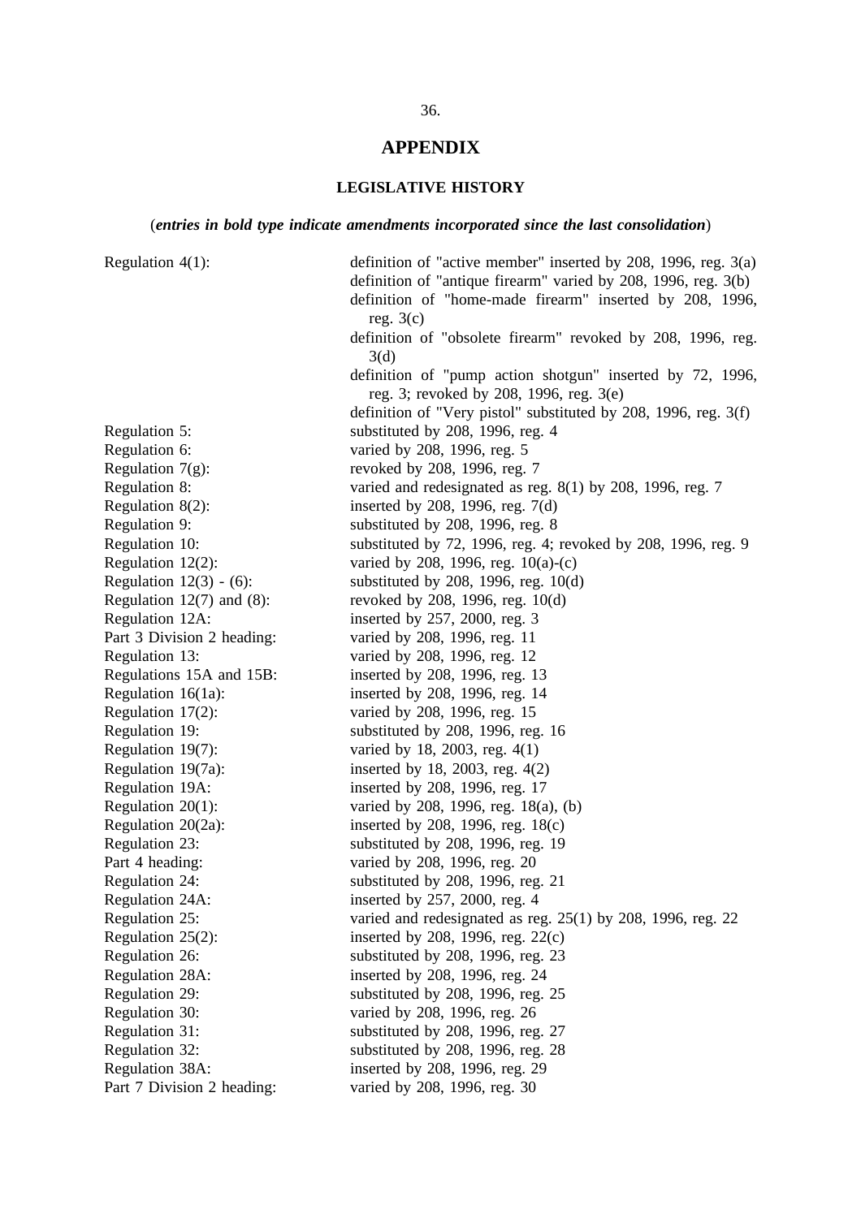# APPENDIX

## LEGISLATIVE HISTORY

(*entries in bold type indicate amendments incorporated since the last consolidation*)

| | |
|---|---|
| Regulation 4(1): | definition of "active member" inserted by 208, 1996, reg. 3(a) |
| | definition of "antique firearm" varied by 208, 1996, reg. 3(b) |
| | definition of "home-made firearm" inserted by 208, 1996, reg. 3(c) |
| | definition of "obsolete firearm" revoked by 208, 1996, reg. 3(d) |
| | definition of "pump action shotgun" inserted by 72, 1996, reg. 3; revoked by 208, 1996, reg. 3(e) |
| | definition of "Very pistol" substituted by 208, 1996, reg. 3(f) |
| Regulation 5: | substituted by 208, 1996, reg. 4 |
| Regulation 6: | varied by 208, 1996, reg. 5 |
| Regulation 7(g): | revoked by 208, 1996, reg. 7 |
| Regulation 8: | varied and redesignated as reg. 8(1) by 208, 1996, reg. 7 |
| Regulation 8(2): | inserted by 208, 1996, reg. 7(d) |
| Regulation 9: | substituted by 208, 1996, reg. 8 |
| Regulation 10: | substituted by 72, 1996, reg. 4; revoked by 208, 1996, reg. 9 |
| Regulation 12(2): | varied by 208, 1996, reg. 10(a)-(c) |
| Regulation 12(3) - (6): | substituted by 208, 1996, reg. 10(d) |
| Regulation 12(7) and (8): | revoked by 208, 1996, reg. 10(d) |
| Regulation 12A: | inserted by 257, 2000, reg. 3 |
| Part 3 Division 2 heading: | varied by 208, 1996, reg. 11 |
| Regulation 13: | varied by 208, 1996, reg. 12 |
| Regulations 15A and 15B: | inserted by 208, 1996, reg. 13 |
| Regulation 16(1a): | inserted by 208, 1996, reg. 14 |
| Regulation 17(2): | varied by 208, 1996, reg. 15 |
| Regulation 19: | substituted by 208, 1996, reg. 16 |
| Regulation 19(7): | varied by 18, 2003, reg. 4(1) |
| Regulation 19(7a): | inserted by 18, 2003, reg. 4(2) |
| Regulation 19A: | inserted by 208, 1996, reg. 17 |
| Regulation 20(1): | varied by 208, 1996, reg. 18(a), (b) |
| Regulation 20(2a): | inserted by 208, 1996, reg. 18(c) |
| Regulation 23: | substituted by 208, 1996, reg. 19 |
| Part 4 heading: | varied by 208, 1996, reg. 20 |
| Regulation 24: | substituted by 208, 1996, reg. 21 |
| Regulation 24A: | inserted by 257, 2000, reg. 4 |
| Regulation 25: | varied and redesignated as reg. 25(1) by 208, 1996, reg. 22 |
| Regulation 25(2): | inserted by 208, 1996, reg. 22(c) |
| Regulation 26: | substituted by 208, 1996, reg. 23 |
| Regulation 28A: | inserted by 208, 1996, reg. 24 |
| Regulation 29: | substituted by 208, 1996, reg. 25 |
| Regulation 30: | varied by 208, 1996, reg. 26 |
| Regulation 31: | substituted by 208, 1996, reg. 27 |
| Regulation 32: | substituted by 208, 1996, reg. 28 |
| Regulation 38A: | inserted by 208, 1996, reg. 29 |
| Part 7 Division 2 heading: | varied by 208, 1996, reg. 30 |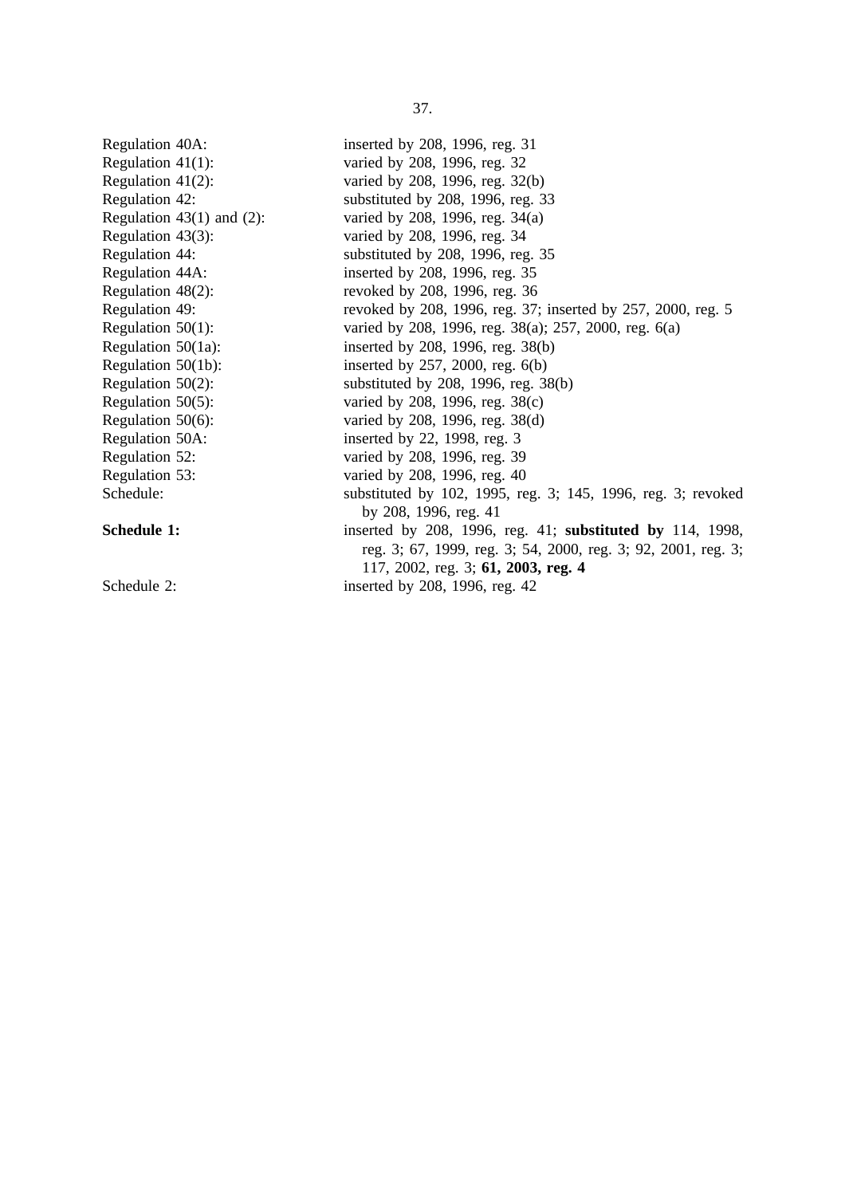| | |
|---|---|
| Regulation 40A: | inserted by 208, 1996, reg. 31 |
| Regulation 41(1): | varied by 208, 1996, reg. 32 |
| Regulation 41(2): | varied by 208, 1996, reg. 32(b) |
| Regulation 42: | substituted by 208, 1996, reg. 33 |
| Regulation 43(1) and (2): | varied by 208, 1996, reg. 34(a) |
| Regulation 43(3): | varied by 208, 1996, reg. 34 |
| Regulation 44: | substituted by 208, 1996, reg. 35 |
| Regulation 44A: | inserted by 208, 1996, reg. 35 |
| Regulation 48(2): | revoked by 208, 1996, reg. 36 |
| Regulation 49: | revoked by 208, 1996, reg. 37; inserted by 257, 2000, reg. 5 |
| Regulation 50(1): | varied by 208, 1996, reg. 38(a); 257, 2000, reg. 6(a) |
| Regulation 50(1a): | inserted by 208, 1996, reg. 38(b) |
| Regulation 50(1b): | inserted by 257, 2000, reg. 6(b) |
| Regulation 50(2): | substituted by 208, 1996, reg. 38(b) |
| Regulation 50(5): | varied by 208, 1996, reg. 38(c) |
| Regulation 50(6): | varied by 208, 1996, reg. 38(d) |
| Regulation 50A: | inserted by 22, 1998, reg. 3 |
| Regulation 52: | varied by 208, 1996, reg. 39 |
| Regulation 53: | varied by 208, 1996, reg. 40 |
| Schedule: | substituted by 102, 1995, reg. 3; 145, 1996, reg. 3; revoked by 208, 1996, reg. 41 |
| **Schedule 1:** | inserted by 208, 1996, reg. 41; **substituted by** 114, 1998, reg. 3; 67, 1999, reg. 3; 54, 2000, reg. 3; 92, 2001, reg. 3; 117, 2002, reg. 3; **61, 2003, reg. 4** |
| Schedule 2: | inserted by 208, 1996, reg. 42 |